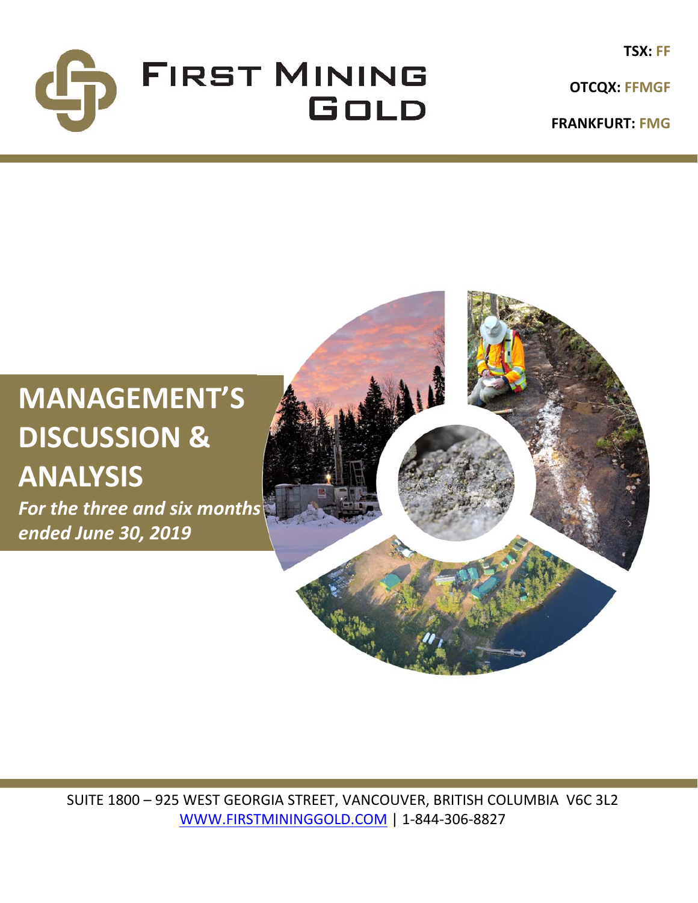# FIRST MINING GOLD

**TSX:** FF

**OTCQX:** FFMGF

**FRANKFURT:** FMG

# MANAGEMENT'S DISCUSSION & ANALYSIS

***For the three and six months ended June 30, 2019***

SUITE 1800 – 925 WEST GEORGIA STREET, VANCOUVER, BRITISH COLUMBIA V6C 3L2
WWW.FIRSTMININGGOLD.COM | 1-844-306-8827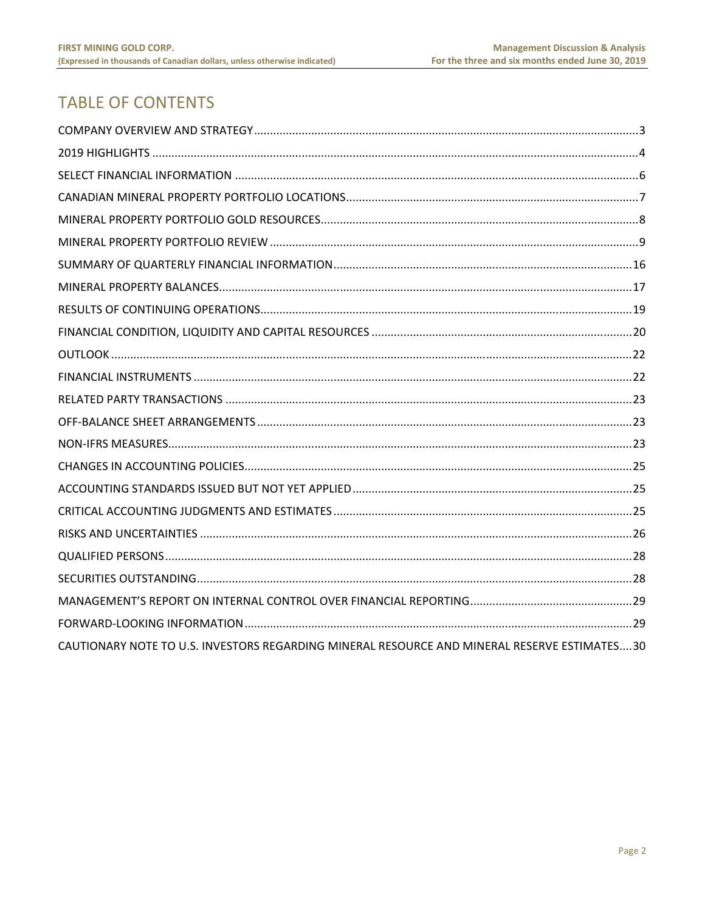# TABLE OF CONTENTS

COMPANY OVERVIEW AND STRATEGY....3
2019 HIGHLIGHTS....4
SELECT FINANCIAL INFORMATION....6
CANADIAN MINERAL PROPERTY PORTFOLIO LOCATIONS....7
MINERAL PROPERTY PORTFOLIO GOLD RESOURCES....8
MINERAL PROPERTY PORTFOLIO REVIEW....9
SUMMARY OF QUARTERLY FINANCIAL INFORMATION....16
MINERAL PROPERTY BALANCES....17
RESULTS OF CONTINUING OPERATIONS....19
FINANCIAL CONDITION, LIQUIDITY AND CAPITAL RESOURCES....20
OUTLOOK....22
FINANCIAL INSTRUMENTS....22
RELATED PARTY TRANSACTIONS....23
OFF-BALANCE SHEET ARRANGEMENTS....23
NON-IFRS MEASURES....23
CHANGES IN ACCOUNTING POLICIES....25
ACCOUNTING STANDARDS ISSUED BUT NOT YET APPLIED....25
CRITICAL ACCOUNTING JUDGMENTS AND ESTIMATES....25
RISKS AND UNCERTAINTIES....26
QUALIFIED PERSONS....28
SECURITIES OUTSTANDING....28
MANAGEMENT'S REPORT ON INTERNAL CONTROL OVER FINANCIAL REPORTING....29
FORWARD-LOOKING INFORMATION....29
CAUTIONARY NOTE TO U.S. INVESTORS REGARDING MINERAL RESOURCE AND MINERAL RESERVE ESTIMATES....30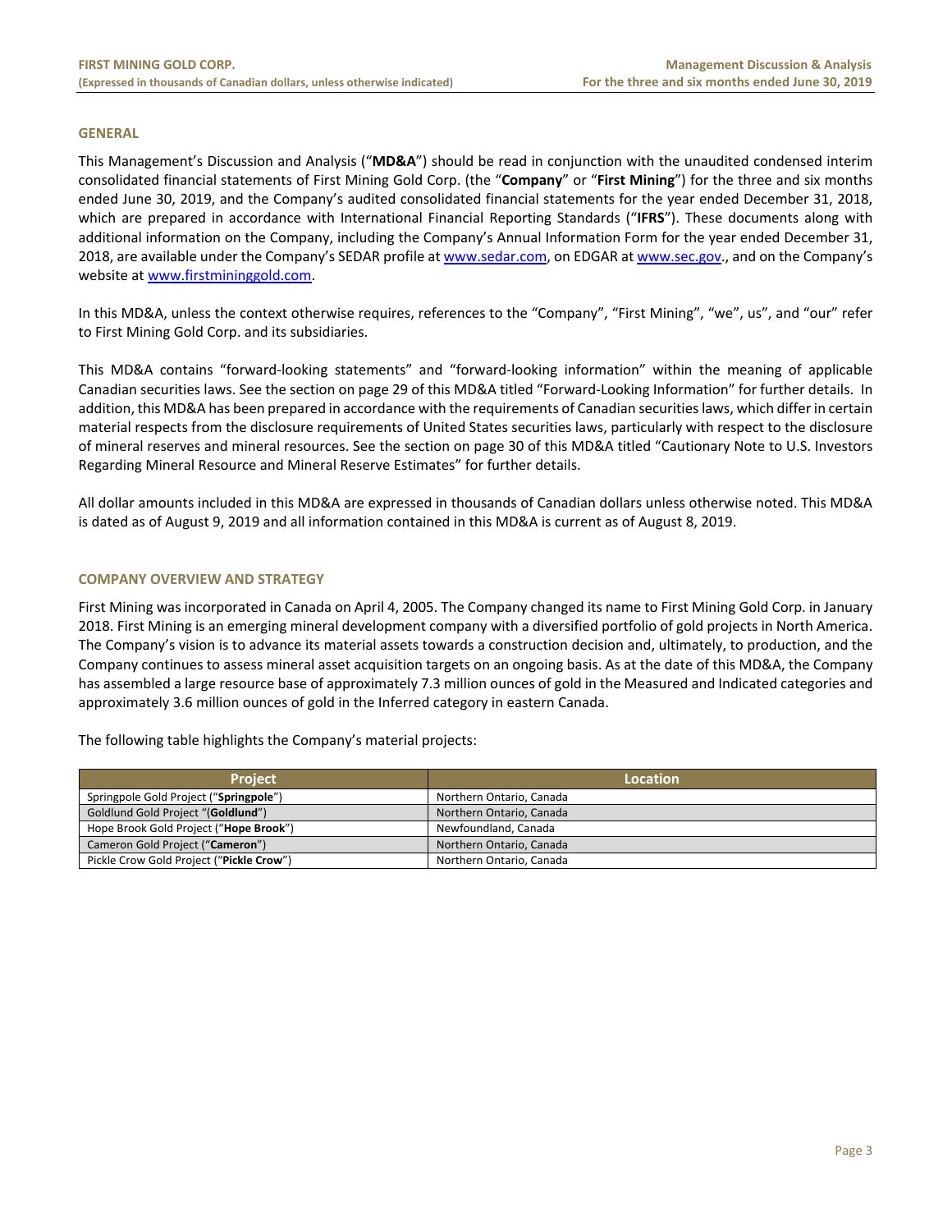## GENERAL

This Management's Discussion and Analysis ("**MD&A**") should be read in conjunction with the unaudited condensed interim consolidated financial statements of First Mining Gold Corp. (the "**Company**" or "**First Mining**") for the three and six months ended June 30, 2019, and the Company's audited consolidated financial statements for the year ended December 31, 2018, which are prepared in accordance with International Financial Reporting Standards ("**IFRS**"). These documents along with additional information on the Company, including the Company's Annual Information Form for the year ended December 31, 2018, are available under the Company's SEDAR profile at www.sedar.com, on EDGAR at www.sec.gov., and on the Company's website at www.firstmininggold.com.

In this MD&A, unless the context otherwise requires, references to the "Company", "First Mining", "we", us", and "our" refer to First Mining Gold Corp. and its subsidiaries.

This MD&A contains "forward-looking statements" and "forward-looking information" within the meaning of applicable Canadian securities laws. See the section on page 29 of this MD&A titled "Forward-Looking Information" for further details. In addition, this MD&A has been prepared in accordance with the requirements of Canadian securities laws, which differ in certain material respects from the disclosure requirements of United States securities laws, particularly with respect to the disclosure of mineral reserves and mineral resources. See the section on page 30 of this MD&A titled "Cautionary Note to U.S. Investors Regarding Mineral Resource and Mineral Reserve Estimates" for further details.

All dollar amounts included in this MD&A are expressed in thousands of Canadian dollars unless otherwise noted. This MD&A is dated as of August 9, 2019 and all information contained in this MD&A is current as of August 8, 2019.

## COMPANY OVERVIEW AND STRATEGY

First Mining was incorporated in Canada on April 4, 2005. The Company changed its name to First Mining Gold Corp. in January 2018. First Mining is an emerging mineral development company with a diversified portfolio of gold projects in North America. The Company's vision is to advance its material assets towards a construction decision and, ultimately, to production, and the Company continues to assess mineral asset acquisition targets on an ongoing basis. As at the date of this MD&A, the Company has assembled a large resource base of approximately 7.3 million ounces of gold in the Measured and Indicated categories and approximately 3.6 million ounces of gold in the Inferred category in eastern Canada.

The following table highlights the Company's material projects:

| Project | Location |
|---|---|
| Springpole Gold Project ("**Springpole**") | Northern Ontario, Canada |
| Goldlund Gold Project "(**Goldlund**") | Northern Ontario, Canada |
| Hope Brook Gold Project ("**Hope Brook**") | Newfoundland, Canada |
| Cameron Gold Project ("**Cameron**") | Northern Ontario, Canada |
| Pickle Crow Gold Project ("**Pickle Crow**") | Northern Ontario, Canada |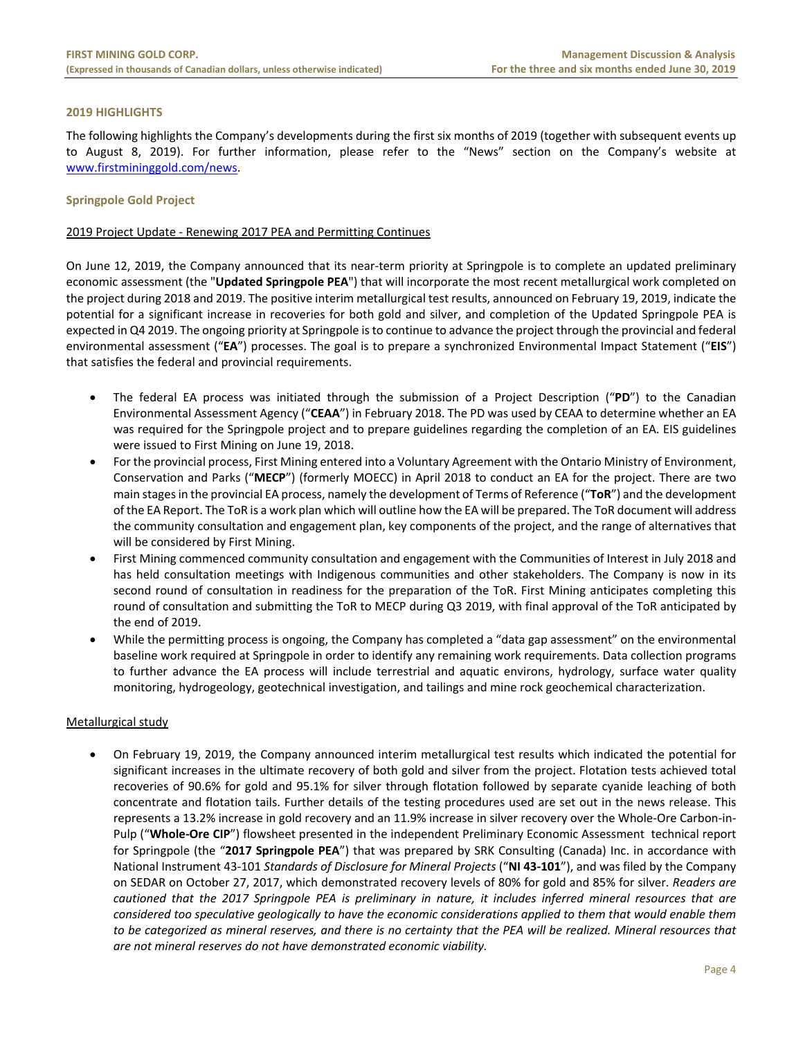## 2019 HIGHLIGHTS

The following highlights the Company's developments during the first six months of 2019 (together with subsequent events up to August 8, 2019). For further information, please refer to the "News" section on the Company's website at www.firstmininggold.com/news.

### Springpole Gold Project

2019 Project Update - Renewing 2017 PEA and Permitting Continues

On June 12, 2019, the Company announced that its near-term priority at Springpole is to complete an updated preliminary economic assessment (the "**Updated Springpole PEA**") that will incorporate the most recent metallurgical work completed on the project during 2018 and 2019. The positive interim metallurgical test results, announced on February 19, 2019, indicate the potential for a significant increase in recoveries for both gold and silver, and completion of the Updated Springpole PEA is expected in Q4 2019. The ongoing priority at Springpole is to continue to advance the project through the provincial and federal environmental assessment ("**EA**") processes. The goal is to prepare a synchronized Environmental Impact Statement ("**EIS**") that satisfies the federal and provincial requirements.

- The federal EA process was initiated through the submission of a Project Description ("**PD**") to the Canadian Environmental Assessment Agency ("**CEAA**") in February 2018. The PD was used by CEAA to determine whether an EA was required for the Springpole project and to prepare guidelines regarding the completion of an EA. EIS guidelines were issued to First Mining on June 19, 2018.
- For the provincial process, First Mining entered into a Voluntary Agreement with the Ontario Ministry of Environment, Conservation and Parks ("**MECP**") (formerly MOECC) in April 2018 to conduct an EA for the project. There are two main stages in the provincial EA process, namely the development of Terms of Reference ("**ToR**") and the development of the EA Report. The ToR is a work plan which will outline how the EA will be prepared. The ToR document will address the community consultation and engagement plan, key components of the project, and the range of alternatives that will be considered by First Mining.
- First Mining commenced community consultation and engagement with the Communities of Interest in July 2018 and has held consultation meetings with Indigenous communities and other stakeholders. The Company is now in its second round of consultation in readiness for the preparation of the ToR. First Mining anticipates completing this round of consultation and submitting the ToR to MECP during Q3 2019, with final approval of the ToR anticipated by the end of 2019.
- While the permitting process is ongoing, the Company has completed a "data gap assessment" on the environmental baseline work required at Springpole in order to identify any remaining work requirements. Data collection programs to further advance the EA process will include terrestrial and aquatic environs, hydrology, surface water quality monitoring, hydrogeology, geotechnical investigation, and tailings and mine rock geochemical characterization.

Metallurgical study

- On February 19, 2019, the Company announced interim metallurgical test results which indicated the potential for significant increases in the ultimate recovery of both gold and silver from the project. Flotation tests achieved total recoveries of 90.6% for gold and 95.1% for silver through flotation followed by separate cyanide leaching of both concentrate and flotation tails. Further details of the testing procedures used are set out in the news release. This represents a 13.2% increase in gold recovery and an 11.9% increase in silver recovery over the Whole-Ore Carbon-in-Pulp ("**Whole-Ore CIP**") flowsheet presented in the independent Preliminary Economic Assessment technical report for Springpole (the "**2017 Springpole PEA**") that was prepared by SRK Consulting (Canada) Inc. in accordance with National Instrument 43-101 *Standards of Disclosure for Mineral Projects* ("**NI 43-101**"), and was filed by the Company on SEDAR on October 27, 2017, which demonstrated recovery levels of 80% for gold and 85% for silver. *Readers are cautioned that the 2017 Springpole PEA is preliminary in nature, it includes inferred mineral resources that are considered too speculative geologically to have the economic considerations applied to them that would enable them to be categorized as mineral reserves, and there is no certainty that the PEA will be realized. Mineral resources that are not mineral reserves do not have demonstrated economic viability.*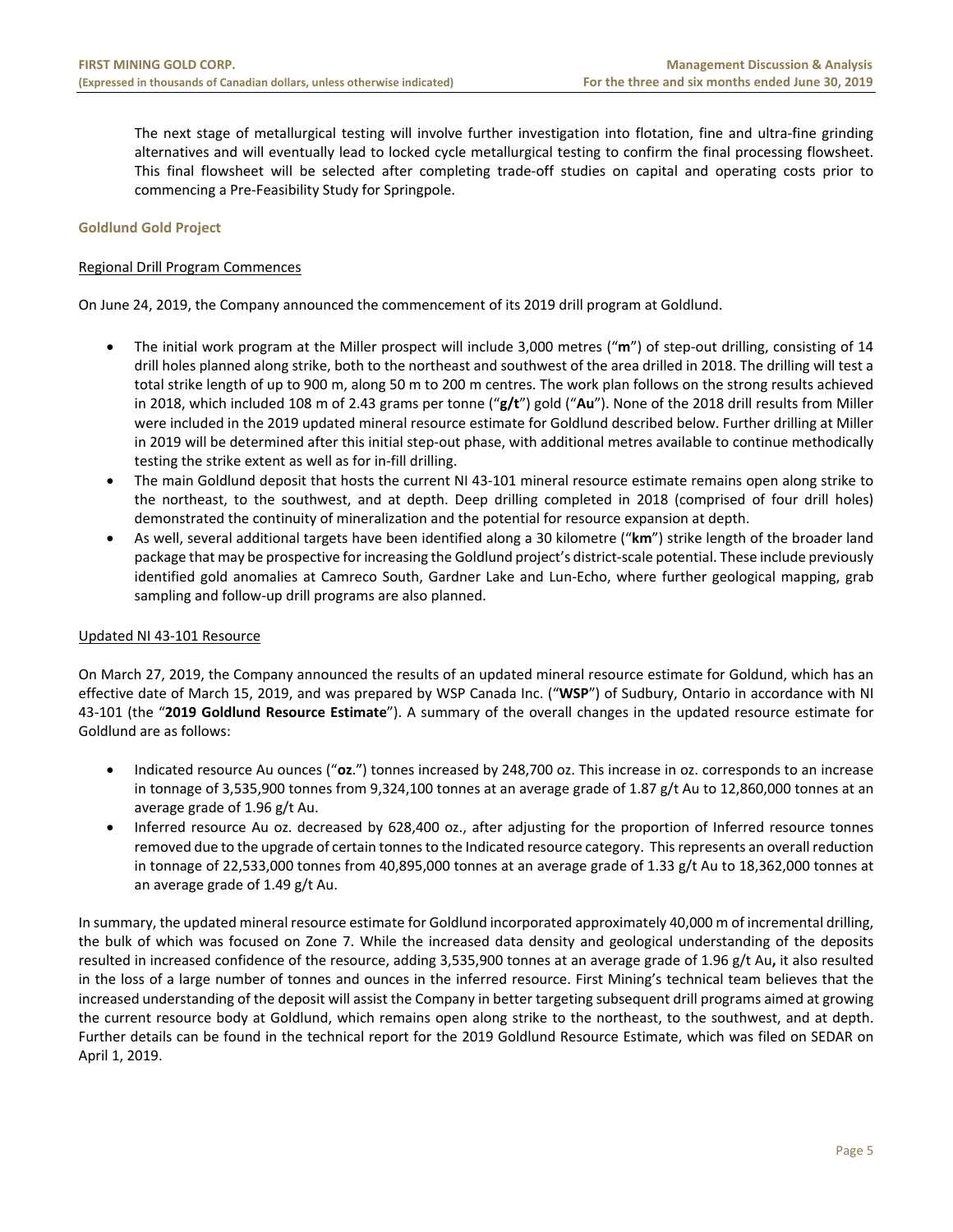The next stage of metallurgical testing will involve further investigation into flotation, fine and ultra-fine grinding alternatives and will eventually lead to locked cycle metallurgical testing to confirm the final processing flowsheet. This final flowsheet will be selected after completing trade-off studies on capital and operating costs prior to commencing a Pre-Feasibility Study for Springpole.

## Goldlund Gold Project

### Regional Drill Program Commences

On June 24, 2019, the Company announced the commencement of its 2019 drill program at Goldlund.

- The initial work program at the Miller prospect will include 3,000 metres ("**m**") of step-out drilling, consisting of 14 drill holes planned along strike, both to the northeast and southwest of the area drilled in 2018. The drilling will test a total strike length of up to 900 m, along 50 m to 200 m centres. The work plan follows on the strong results achieved in 2018, which included 108 m of 2.43 grams per tonne ("**g/t**") gold ("**Au**"). None of the 2018 drill results from Miller were included in the 2019 updated mineral resource estimate for Goldlund described below. Further drilling at Miller in 2019 will be determined after this initial step-out phase, with additional metres available to continue methodically testing the strike extent as well as for in-fill drilling.
- The main Goldlund deposit that hosts the current NI 43-101 mineral resource estimate remains open along strike to the northeast, to the southwest, and at depth. Deep drilling completed in 2018 (comprised of four drill holes) demonstrated the continuity of mineralization and the potential for resource expansion at depth.
- As well, several additional targets have been identified along a 30 kilometre ("**km**") strike length of the broader land package that may be prospective for increasing the Goldlund project's district-scale potential. These include previously identified gold anomalies at Camreco South, Gardner Lake and Lun-Echo, where further geological mapping, grab sampling and follow-up drill programs are also planned.

### Updated NI 43-101 Resource

On March 27, 2019, the Company announced the results of an updated mineral resource estimate for Goldund, which has an effective date of March 15, 2019, and was prepared by WSP Canada Inc. ("**WSP**") of Sudbury, Ontario in accordance with NI 43-101 (the "**2019 Goldlund Resource Estimate**"). A summary of the overall changes in the updated resource estimate for Goldlund are as follows:

- Indicated resource Au ounces ("**oz**.") tonnes increased by 248,700 oz. This increase in oz. corresponds to an increase in tonnage of 3,535,900 tonnes from 9,324,100 tonnes at an average grade of 1.87 g/t Au to 12,860,000 tonnes at an average grade of 1.96 g/t Au.
- Inferred resource Au oz. decreased by 628,400 oz., after adjusting for the proportion of Inferred resource tonnes removed due to the upgrade of certain tonnes to the Indicated resource category. This represents an overall reduction in tonnage of 22,533,000 tonnes from 40,895,000 tonnes at an average grade of 1.33 g/t Au to 18,362,000 tonnes at an average grade of 1.49 g/t Au.

In summary, the updated mineral resource estimate for Goldlund incorporated approximately 40,000 m of incremental drilling, the bulk of which was focused on Zone 7. While the increased data density and geological understanding of the deposits resulted in increased confidence of the resource, adding 3,535,900 tonnes at an average grade of 1.96 g/t Au**,** it also resulted in the loss of a large number of tonnes and ounces in the inferred resource. First Mining's technical team believes that the increased understanding of the deposit will assist the Company in better targeting subsequent drill programs aimed at growing the current resource body at Goldlund, which remains open along strike to the northeast, to the southwest, and at depth. Further details can be found in the technical report for the 2019 Goldlund Resource Estimate, which was filed on SEDAR on April 1, 2019.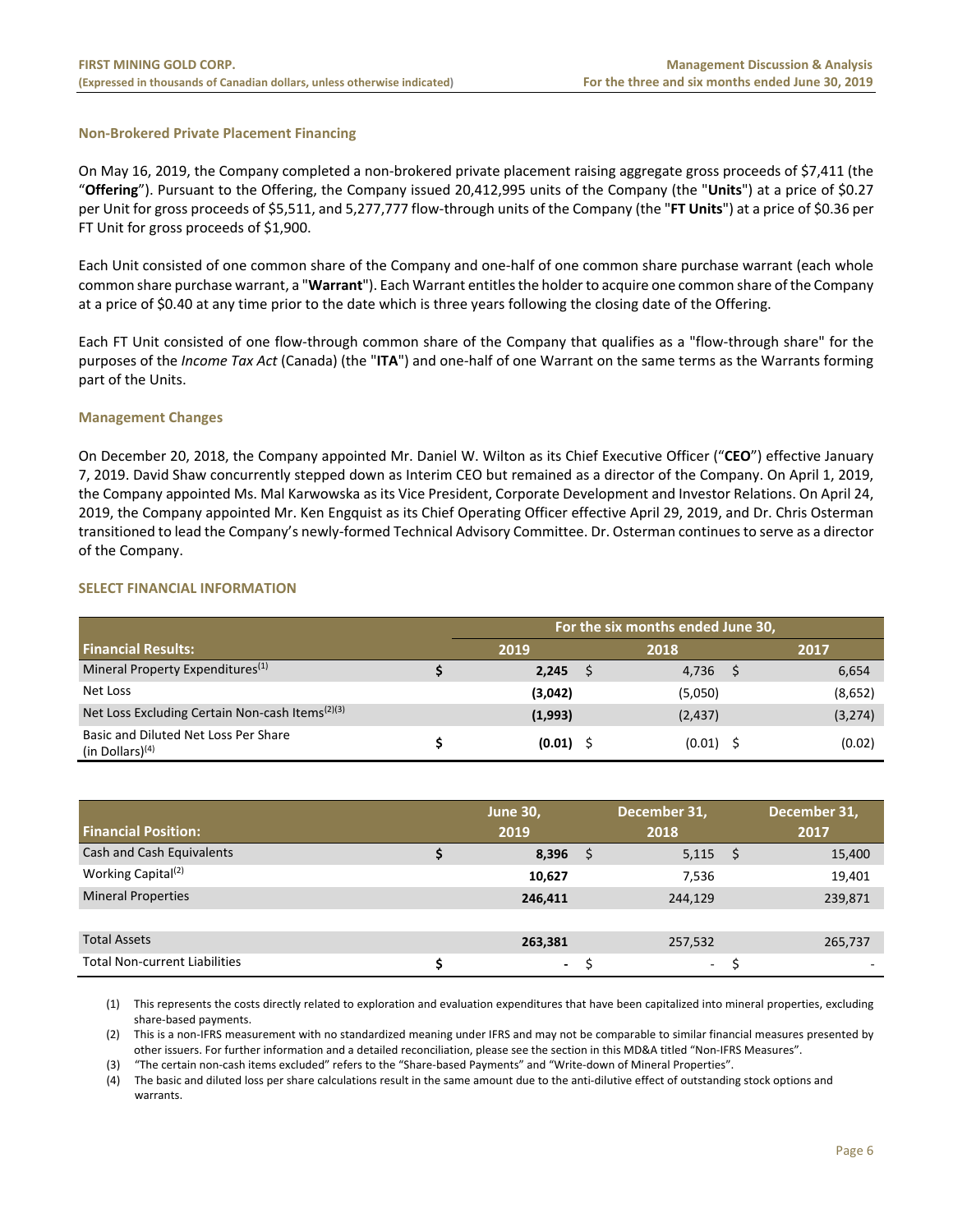### Non-Brokered Private Placement Financing

On May 16, 2019, the Company completed a non-brokered private placement raising aggregate gross proceeds of $7,411 (the "**Offering**"). Pursuant to the Offering, the Company issued 20,412,995 units of the Company (the "**Units**") at a price of $0.27 per Unit for gross proceeds of $5,511, and 5,277,777 flow-through units of the Company (the "**FT Units**") at a price of $0.36 per FT Unit for gross proceeds of $1,900.

Each Unit consisted of one common share of the Company and one-half of one common share purchase warrant (each whole common share purchase warrant, a "**Warrant**"). Each Warrant entitles the holder to acquire one common share of the Company at a price of $0.40 at any time prior to the date which is three years following the closing date of the Offering.

Each FT Unit consisted of one flow-through common share of the Company that qualifies as a "flow-through share" for the purposes of the *Income Tax Act* (Canada) (the "**ITA**") and one-half of one Warrant on the same terms as the Warrants forming part of the Units.

### Management Changes

On December 20, 2018, the Company appointed Mr. Daniel W. Wilton as its Chief Executive Officer ("**CEO**") effective January 7, 2019. David Shaw concurrently stepped down as Interim CEO but remained as a director of the Company. On April 1, 2019, the Company appointed Ms. Mal Karwowska as its Vice President, Corporate Development and Investor Relations. On April 24, 2019, the Company appointed Mr. Ken Engquist as its Chief Operating Officer effective April 29, 2019, and Dr. Chris Osterman transitioned to lead the Company's newly-formed Technical Advisory Committee. Dr. Osterman continues to serve as a director of the Company.

## SELECT FINANCIAL INFORMATION

| | For the six months ended June 30, | | |
|---|---|---|---|
| **Financial Results:** | **2019** | **2018** | **2017** |
| Mineral Property Expenditures[1] | $ **2,245** | $ 4,736 | $ 6,654 |
| Net Loss | **(3,042)** | (5,050) | (8,652) |
| Net Loss Excluding Certain Non-cash Items[2][3] | **(1,993)** | (2,437) | (3,274) |
| Basic and Diluted Net Loss Per Share (in Dollars)[4] | $ **(0.01)** | $ (0.01) | $ (0.02) |

| **Financial Position:** | **June 30, 2019** | **December 31, 2018** | **December 31, 2017** |
|---|---|---|---|
| Cash and Cash Equivalents | $ **8,396** | $ 5,115 | $ 15,400 |
| Working Capital[2] | **10,627** | 7,536 | 19,401 |
| Mineral Properties | **246,411** | 244,129 | 239,871 |
| | | | |
| Total Assets | **263,381** | 257,532 | 265,737 |
| Total Non-current Liabilities | $ **-** | $ - | $ - |

(1) This represents the costs directly related to exploration and evaluation expenditures that have been capitalized into mineral properties, excluding share-based payments.

(2) This is a non-IFRS measurement with no standardized meaning under IFRS and may not be comparable to similar financial measures presented by other issuers. For further information and a detailed reconciliation, please see the section in this MD&A titled "Non-IFRS Measures".

(3) "The certain non-cash items excluded" refers to the "Share-based Payments" and "Write-down of Mineral Properties".

(4) The basic and diluted loss per share calculations result in the same amount due to the anti-dilutive effect of outstanding stock options and warrants.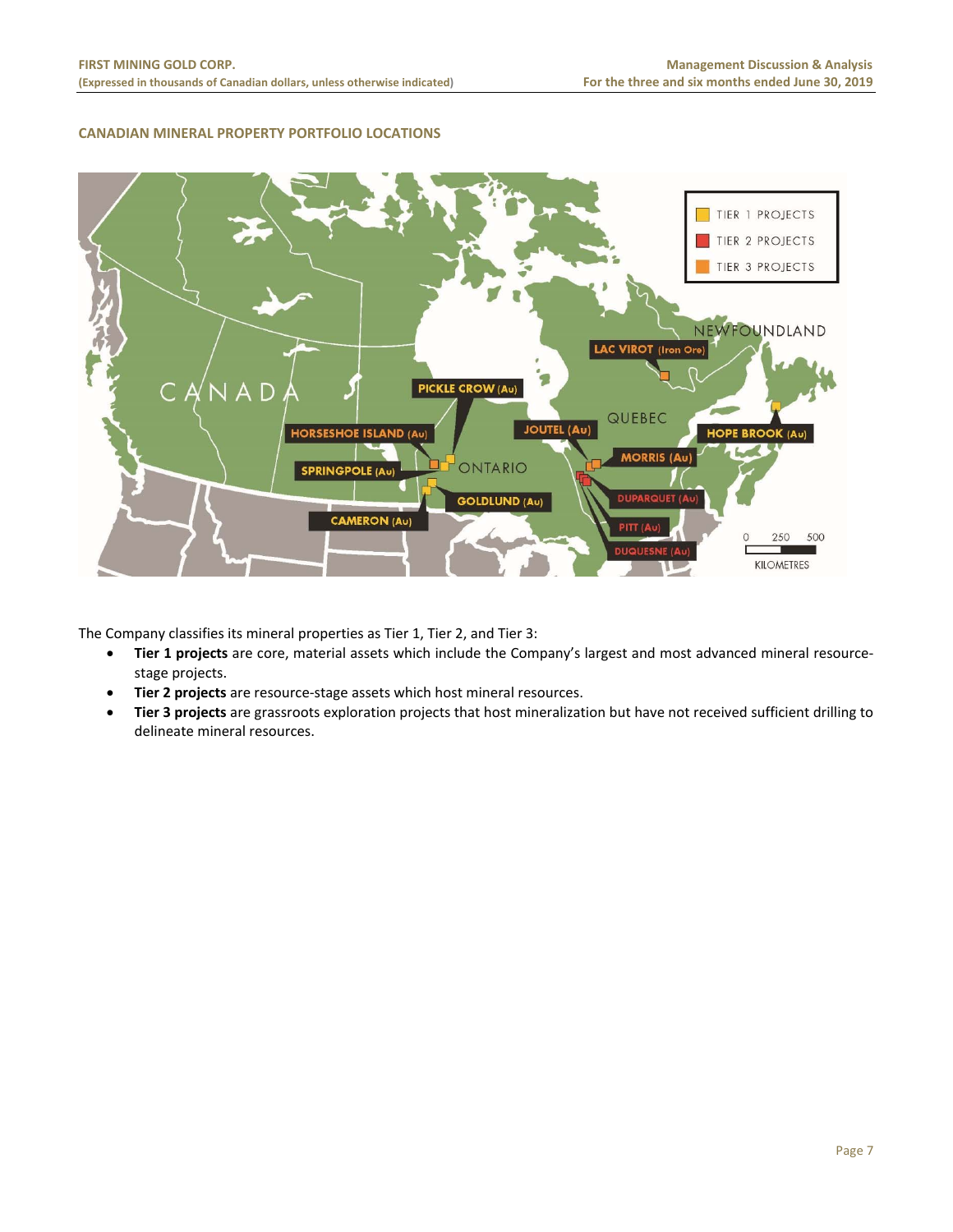## CANADIAN MINERAL PROPERTY PORTFOLIO LOCATIONS

The Company classifies its mineral properties as Tier 1, Tier 2, and Tier 3:

- **Tier 1 projects** are core, material assets which include the Company's largest and most advanced mineral resource-stage projects.
- **Tier 2 projects** are resource-stage assets which host mineral resources.
- **Tier 3 projects** are grassroots exploration projects that host mineralization but have not received sufficient drilling to delineate mineral resources.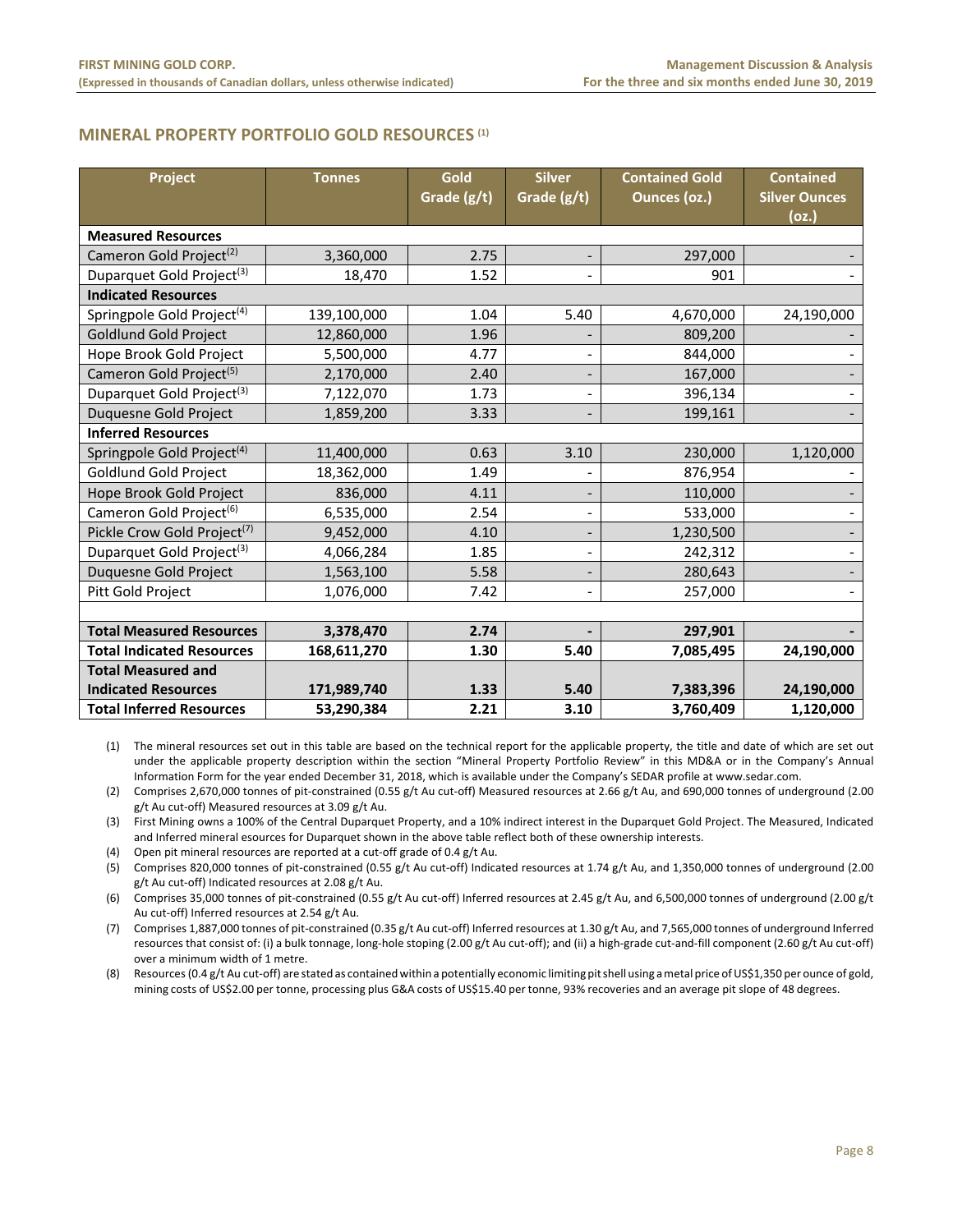## MINERAL PROPERTY PORTFOLIO GOLD RESOURCES [(1)]

| Project | Tonnes | Gold Grade (g/t) | Silver Grade (g/t) | Contained Gold Ounces (oz.) | Contained Silver Ounces (oz.) |
|---|---|---|---|---|---|
| **Measured Resources** | | | | | |
| Cameron Gold Project[(2)] | 3,360,000 | 2.75 | - | 297,000 | - |
| Duparquet Gold Project[(3)] | 18,470 | 1.52 | - | 901 | - |
| **Indicated Resources** | | | | | |
| Springpole Gold Project[(4)] | 139,100,000 | 1.04 | 5.40 | 4,670,000 | 24,190,000 |
| Goldlund Gold Project | 12,860,000 | 1.96 | - | 809,200 | - |
| Hope Brook Gold Project | 5,500,000 | 4.77 | - | 844,000 | - |
| Cameron Gold Project[(5)] | 2,170,000 | 2.40 | - | 167,000 | - |
| Duparquet Gold Project[(3)] | 7,122,070 | 1.73 | - | 396,134 | - |
| Duquesne Gold Project | 1,859,200 | 3.33 | - | 199,161 | - |
| **Inferred Resources** | | | | | |
| Springpole Gold Project[(4)] | 11,400,000 | 0.63 | 3.10 | 230,000 | 1,120,000 |
| Goldlund Gold Project | 18,362,000 | 1.49 | - | 876,954 | - |
| Hope Brook Gold Project | 836,000 | 4.11 | - | 110,000 | - |
| Cameron Gold Project[(6)] | 6,535,000 | 2.54 | - | 533,000 | - |
| Pickle Crow Gold Project[(7)] | 9,452,000 | 4.10 | - | 1,230,500 | - |
| Duparquet Gold Project[(3)] | 4,066,284 | 1.85 | - | 242,312 | - |
| Duquesne Gold Project | 1,563,100 | 5.58 | - | 280,643 | - |
| Pitt Gold Project | 1,076,000 | 7.42 | - | 257,000 | - |
| | | | | | |
| **Total Measured Resources** | **3,378,470** | **2.74** | **-** | **297,901** | **-** |
| **Total Indicated Resources** | **168,611,270** | **1.30** | **5.40** | **7,085,495** | **24,190,000** |
| **Total Measured and Indicated Resources** | **171,989,740** | **1.33** | **5.40** | **7,383,396** | **24,190,000** |
| **Total Inferred Resources** | **53,290,384** | **2.21** | **3.10** | **3,760,409** | **1,120,000** |

(1) The mineral resources set out in this table are based on the technical report for the applicable property, the title and date of which are set out under the applicable property description within the section "Mineral Property Portfolio Review" in this MD&A or in the Company's Annual Information Form for the year ended December 31, 2018, which is available under the Company's SEDAR profile at www.sedar.com.

(2) Comprises 2,670,000 tonnes of pit-constrained (0.55 g/t Au cut-off) Measured resources at 2.66 g/t Au, and 690,000 tonnes of underground (2.00 g/t Au cut-off) Measured resources at 3.09 g/t Au.

(3) First Mining owns a 100% of the Central Duparquet Property, and a 10% indirect interest in the Duparquet Gold Project. The Measured, Indicated and Inferred mineral esources for Duparquet shown in the above table reflect both of these ownership interests.

(4) Open pit mineral resources are reported at a cut-off grade of 0.4 g/t Au.

(5) Comprises 820,000 tonnes of pit-constrained (0.55 g/t Au cut-off) Indicated resources at 1.74 g/t Au, and 1,350,000 tonnes of underground (2.00 g/t Au cut-off) Indicated resources at 2.08 g/t Au.

(6) Comprises 35,000 tonnes of pit-constrained (0.55 g/t Au cut-off) Inferred resources at 2.45 g/t Au, and 6,500,000 tonnes of underground (2.00 g/t Au cut-off) Inferred resources at 2.54 g/t Au.

(7) Comprises 1,887,000 tonnes of pit-constrained (0.35 g/t Au cut-off) Inferred resources at 1.30 g/t Au, and 7,565,000 tonnes of underground Inferred resources that consist of: (i) a bulk tonnage, long-hole stoping (2.00 g/t Au cut-off); and (ii) a high-grade cut-and-fill component (2.60 g/t Au cut-off) over a minimum width of 1 metre.

(8) Resources (0.4 g/t Au cut-off) are stated as contained within a potentially economic limiting pit shell using a metal price of US$1,350 per ounce of gold, mining costs of US$2.00 per tonne, processing plus G&A costs of US$15.40 per tonne, 93% recoveries and an average pit slope of 48 degrees.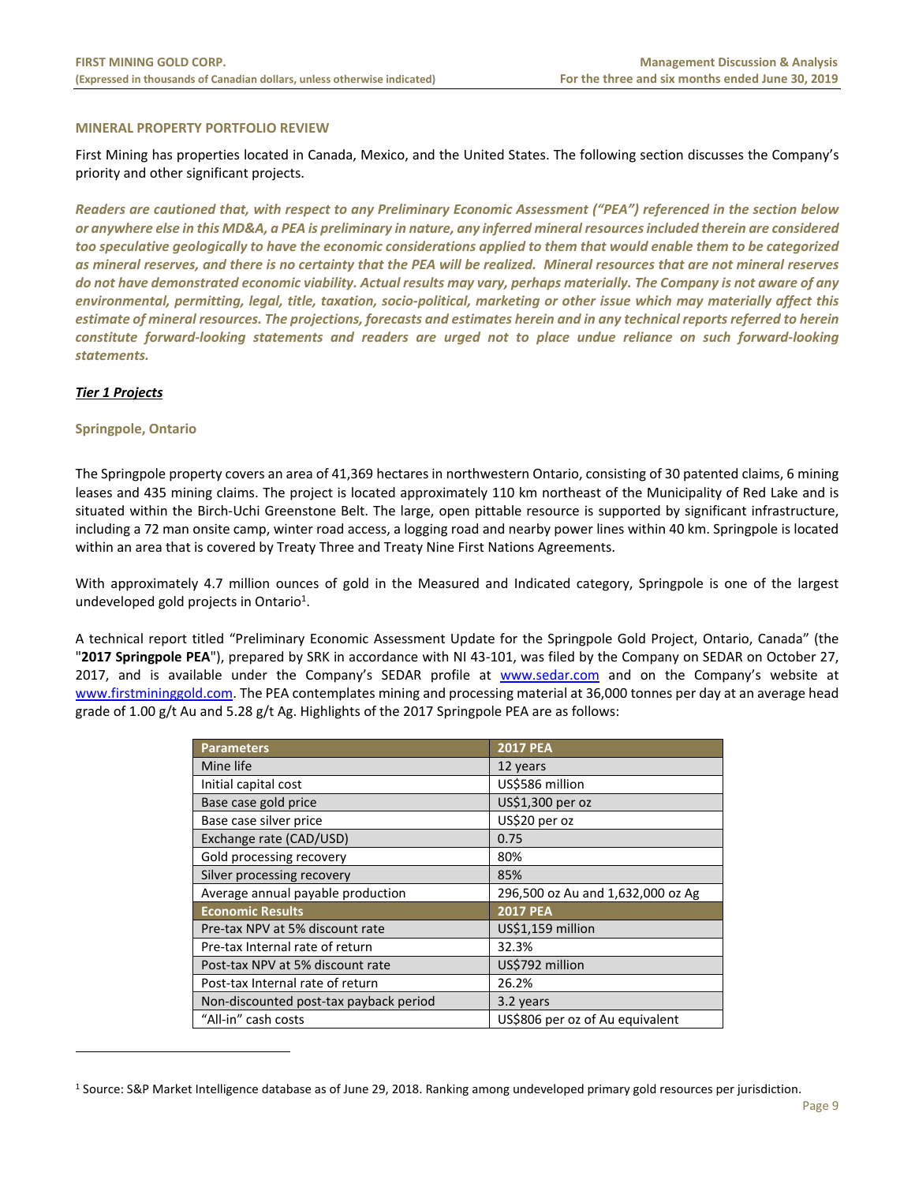## MINERAL PROPERTY PORTFOLIO REVIEW

First Mining has properties located in Canada, Mexico, and the United States. The following section discusses the Company's priority and other significant projects.

***Readers are cautioned that, with respect to any Preliminary Economic Assessment ("PEA") referenced in the section below or anywhere else in this MD&A, a PEA is preliminary in nature, any inferred mineral resources included therein are considered too speculative geologically to have the economic considerations applied to them that would enable them to be categorized as mineral reserves, and there is no certainty that the PEA will be realized. Mineral resources that are not mineral reserves do not have demonstrated economic viability. Actual results may vary, perhaps materially. The Company is not aware of any environmental, permitting, legal, title, taxation, socio-political, marketing or other issue which may materially affect this estimate of mineral resources. The projections, forecasts and estimates herein and in any technical reports referred to herein constitute forward-looking statements and readers are urged not to place undue reliance on such forward-looking statements.***

### ***Tier 1 Projects***

#### Springpole, Ontario

The Springpole property covers an area of 41,369 hectares in northwestern Ontario, consisting of 30 patented claims, 6 mining leases and 435 mining claims. The project is located approximately 110 km northeast of the Municipality of Red Lake and is situated within the Birch-Uchi Greenstone Belt. The large, open pittable resource is supported by significant infrastructure, including a 72 man onsite camp, winter road access, a logging road and nearby power lines within 40 km. Springpole is located within an area that is covered by Treaty Three and Treaty Nine First Nations Agreements.

With approximately 4.7 million ounces of gold in the Measured and Indicated category, Springpole is one of the largest undeveloped gold projects in Ontario[1].

A technical report titled "Preliminary Economic Assessment Update for the Springpole Gold Project, Ontario, Canada" (the "**2017 Springpole PEA**"), prepared by SRK in accordance with NI 43-101, was filed by the Company on SEDAR on October 27, 2017, and is available under the Company's SEDAR profile at www.sedar.com and on the Company's website at www.firstmininggold.com. The PEA contemplates mining and processing material at 36,000 tonnes per day at an average head grade of 1.00 g/t Au and 5.28 g/t Ag. Highlights of the 2017 Springpole PEA are as follows:

| Parameters | 2017 PEA |
|---|---|
| Mine life | 12 years |
| Initial capital cost | US$586 million |
| Base case gold price | US$1,300 per oz |
| Base case silver price | US$20 per oz |
| Exchange rate (CAD/USD) | 0.75 |
| Gold processing recovery | 80% |
| Silver processing recovery | 85% |
| Average annual payable production | 296,500 oz Au and 1,632,000 oz Ag |
| **Economic Results** | **2017 PEA** |
| Pre-tax NPV at 5% discount rate | US$1,159 million |
| Pre-tax Internal rate of return | 32.3% |
| Post-tax NPV at 5% discount rate | US$792 million |
| Post-tax Internal rate of return | 26.2% |
| Non-discounted post-tax payback period | 3.2 years |
| "All-in" cash costs | US$806 per oz of Au equivalent |

[1] Source: S&P Market Intelligence database as of June 29, 2018. Ranking among undeveloped primary gold resources per jurisdiction.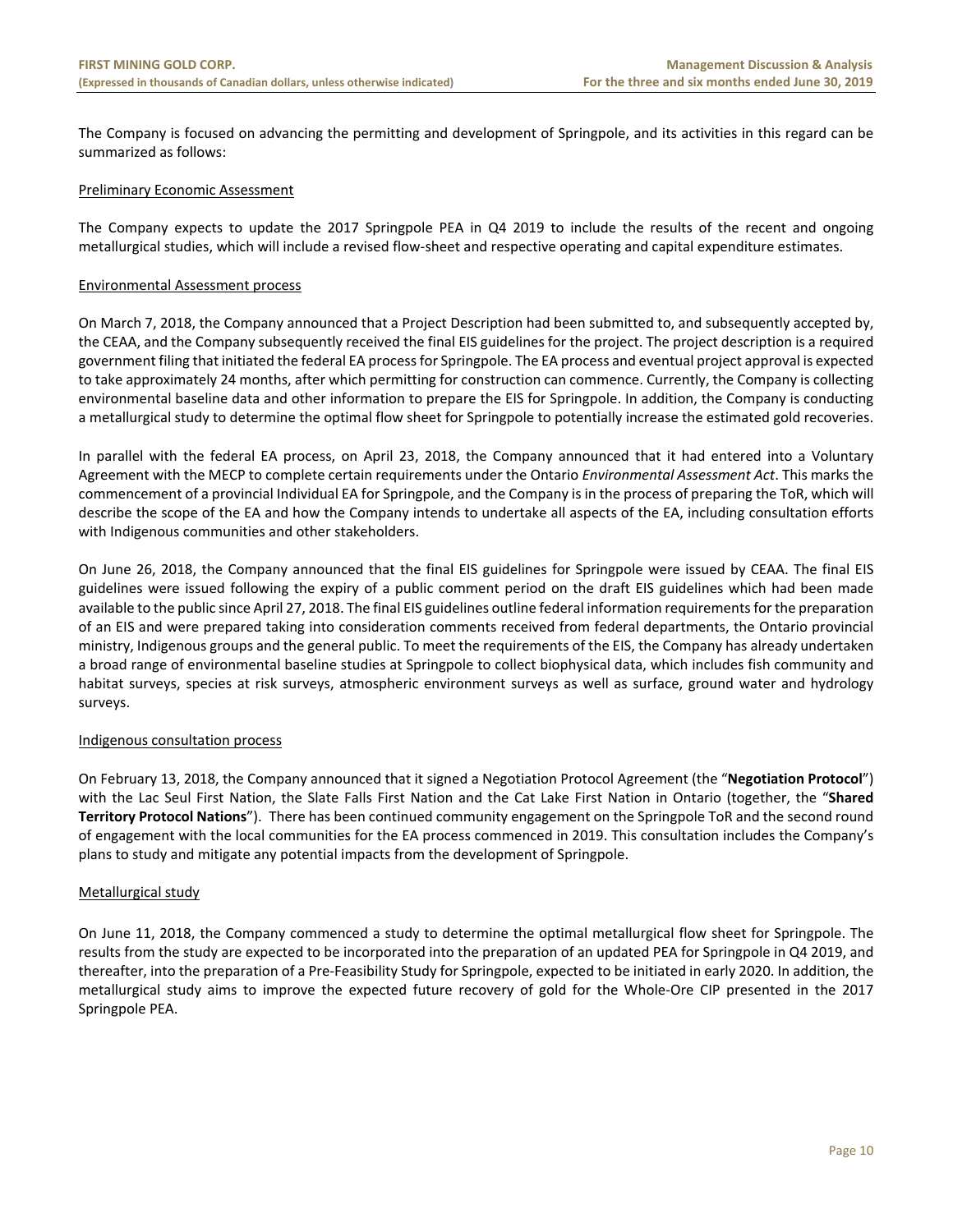The Company is focused on advancing the permitting and development of Springpole, and its activities in this regard can be summarized as follows:

### Preliminary Economic Assessment

The Company expects to update the 2017 Springpole PEA in Q4 2019 to include the results of the recent and ongoing metallurgical studies, which will include a revised flow-sheet and respective operating and capital expenditure estimates.

### Environmental Assessment process

On March 7, 2018, the Company announced that a Project Description had been submitted to, and subsequently accepted by, the CEAA, and the Company subsequently received the final EIS guidelines for the project. The project description is a required government filing that initiated the federal EA process for Springpole. The EA process and eventual project approval is expected to take approximately 24 months, after which permitting for construction can commence. Currently, the Company is collecting environmental baseline data and other information to prepare the EIS for Springpole. In addition, the Company is conducting a metallurgical study to determine the optimal flow sheet for Springpole to potentially increase the estimated gold recoveries.

In parallel with the federal EA process, on April 23, 2018, the Company announced that it had entered into a Voluntary Agreement with the MECP to complete certain requirements under the Ontario *Environmental Assessment Act*. This marks the commencement of a provincial Individual EA for Springpole, and the Company is in the process of preparing the ToR, which will describe the scope of the EA and how the Company intends to undertake all aspects of the EA, including consultation efforts with Indigenous communities and other stakeholders.

On June 26, 2018, the Company announced that the final EIS guidelines for Springpole were issued by CEAA. The final EIS guidelines were issued following the expiry of a public comment period on the draft EIS guidelines which had been made available to the public since April 27, 2018. The final EIS guidelines outline federal information requirements for the preparation of an EIS and were prepared taking into consideration comments received from federal departments, the Ontario provincial ministry, Indigenous groups and the general public. To meet the requirements of the EIS, the Company has already undertaken a broad range of environmental baseline studies at Springpole to collect biophysical data, which includes fish community and habitat surveys, species at risk surveys, atmospheric environment surveys as well as surface, ground water and hydrology surveys.

### Indigenous consultation process

On February 13, 2018, the Company announced that it signed a Negotiation Protocol Agreement (the "**Negotiation Protocol**") with the Lac Seul First Nation, the Slate Falls First Nation and the Cat Lake First Nation in Ontario (together, the "**Shared Territory Protocol Nations**"). There has been continued community engagement on the Springpole ToR and the second round of engagement with the local communities for the EA process commenced in 2019. This consultation includes the Company's plans to study and mitigate any potential impacts from the development of Springpole.

### Metallurgical study

On June 11, 2018, the Company commenced a study to determine the optimal metallurgical flow sheet for Springpole. The results from the study are expected to be incorporated into the preparation of an updated PEA for Springpole in Q4 2019, and thereafter, into the preparation of a Pre-Feasibility Study for Springpole, expected to be initiated in early 2020. In addition, the metallurgical study aims to improve the expected future recovery of gold for the Whole-Ore CIP presented in the 2017 Springpole PEA.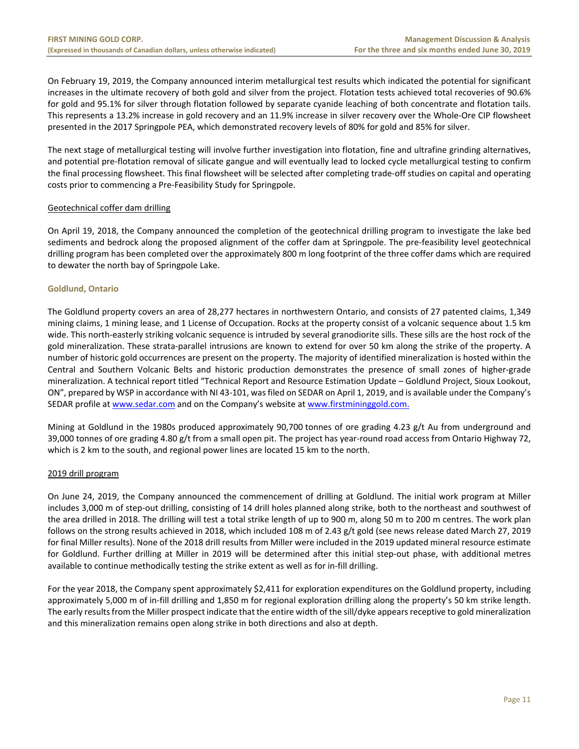On February 19, 2019, the Company announced interim metallurgical test results which indicated the potential for significant increases in the ultimate recovery of both gold and silver from the project. Flotation tests achieved total recoveries of 90.6% for gold and 95.1% for silver through flotation followed by separate cyanide leaching of both concentrate and flotation tails. This represents a 13.2% increase in gold recovery and an 11.9% increase in silver recovery over the Whole-Ore CIP flowsheet presented in the 2017 Springpole PEA, which demonstrated recovery levels of 80% for gold and 85% for silver.

The next stage of metallurgical testing will involve further investigation into flotation, fine and ultrafine grinding alternatives, and potential pre-flotation removal of silicate gangue and will eventually lead to locked cycle metallurgical testing to confirm the final processing flowsheet. This final flowsheet will be selected after completing trade-off studies on capital and operating costs prior to commencing a Pre-Feasibility Study for Springpole.

Geotechnical coffer dam drilling

On April 19, 2018, the Company announced the completion of the geotechnical drilling program to investigate the lake bed sediments and bedrock along the proposed alignment of the coffer dam at Springpole. The pre-feasibility level geotechnical drilling program has been completed over the approximately 800 m long footprint of the three coffer dams which are required to dewater the north bay of Springpole Lake.

### Goldlund, Ontario

The Goldlund property covers an area of 28,277 hectares in northwestern Ontario, and consists of 27 patented claims, 1,349 mining claims, 1 mining lease, and 1 License of Occupation. Rocks at the property consist of a volcanic sequence about 1.5 km wide. This north-easterly striking volcanic sequence is intruded by several granodiorite sills. These sills are the host rock of the gold mineralization. These strata-parallel intrusions are known to extend for over 50 km along the strike of the property. A number of historic gold occurrences are present on the property. The majority of identified mineralization is hosted within the Central and Southern Volcanic Belts and historic production demonstrates the presence of small zones of higher-grade mineralization. A technical report titled "Technical Report and Resource Estimation Update – Goldlund Project, Sioux Lookout, ON", prepared by WSP in accordance with NI 43-101, was filed on SEDAR on April 1, 2019, and is available under the Company's SEDAR profile at www.sedar.com and on the Company's website at www.firstmininggold.com.

Mining at Goldlund in the 1980s produced approximately 90,700 tonnes of ore grading 4.23 g/t Au from underground and 39,000 tonnes of ore grading 4.80 g/t from a small open pit. The project has year-round road access from Ontario Highway 72, which is 2 km to the south, and regional power lines are located 15 km to the north.

2019 drill program

On June 24, 2019, the Company announced the commencement of drilling at Goldlund. The initial work program at Miller includes 3,000 m of step-out drilling, consisting of 14 drill holes planned along strike, both to the northeast and southwest of the area drilled in 2018. The drilling will test a total strike length of up to 900 m, along 50 m to 200 m centres. The work plan follows on the strong results achieved in 2018, which included 108 m of 2.43 g/t gold (see news release dated March 27, 2019 for final Miller results). None of the 2018 drill results from Miller were included in the 2019 updated mineral resource estimate for Goldlund. Further drilling at Miller in 2019 will be determined after this initial step-out phase, with additional metres available to continue methodically testing the strike extent as well as for in-fill drilling.

For the year 2018, the Company spent approximately $2,411 for exploration expenditures on the Goldlund property, including approximately 5,000 m of in-fill drilling and 1,850 m for regional exploration drilling along the property's 50 km strike length. The early results from the Miller prospect indicate that the entire width of the sill/dyke appears receptive to gold mineralization and this mineralization remains open along strike in both directions and also at depth.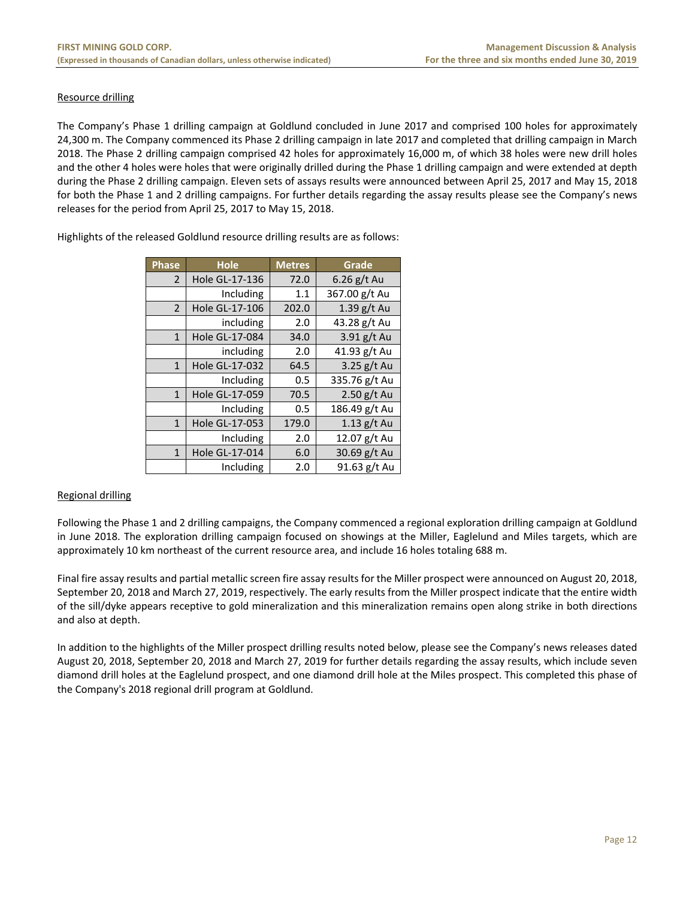Resource drilling

The Company's Phase 1 drilling campaign at Goldlund concluded in June 2017 and comprised 100 holes for approximately 24,300 m. The Company commenced its Phase 2 drilling campaign in late 2017 and completed that drilling campaign in March 2018. The Phase 2 drilling campaign comprised 42 holes for approximately 16,000 m, of which 38 holes were new drill holes and the other 4 holes were holes that were originally drilled during the Phase 1 drilling campaign and were extended at depth during the Phase 2 drilling campaign. Eleven sets of assays results were announced between April 25, 2017 and May 15, 2018 for both the Phase 1 and 2 drilling campaigns. For further details regarding the assay results please see the Company's news releases for the period from April 25, 2017 to May 15, 2018.

Highlights of the released Goldlund resource drilling results are as follows:

| Phase | Hole | Metres | Grade |
|---|---|---|---|
| 2 | Hole GL-17-136 | 72.0 | 6.26 g/t Au |
| | Including | 1.1 | 367.00 g/t Au |
| 2 | Hole GL-17-106 | 202.0 | 1.39 g/t Au |
| | including | 2.0 | 43.28 g/t Au |
| 1 | Hole GL-17-084 | 34.0 | 3.91 g/t Au |
| | including | 2.0 | 41.93 g/t Au |
| 1 | Hole GL-17-032 | 64.5 | 3.25 g/t Au |
| | Including | 0.5 | 335.76 g/t Au |
| 1 | Hole GL-17-059 | 70.5 | 2.50 g/t Au |
| | Including | 0.5 | 186.49 g/t Au |
| 1 | Hole GL-17-053 | 179.0 | 1.13 g/t Au |
| | Including | 2.0 | 12.07 g/t Au |
| 1 | Hole GL-17-014 | 6.0 | 30.69 g/t Au |
| | Including | 2.0 | 91.63 g/t Au |

Regional drilling

Following the Phase 1 and 2 drilling campaigns, the Company commenced a regional exploration drilling campaign at Goldlund in June 2018. The exploration drilling campaign focused on showings at the Miller, Eaglelund and Miles targets, which are approximately 10 km northeast of the current resource area, and include 16 holes totaling 688 m.

Final fire assay results and partial metallic screen fire assay results for the Miller prospect were announced on August 20, 2018, September 20, 2018 and March 27, 2019, respectively. The early results from the Miller prospect indicate that the entire width of the sill/dyke appears receptive to gold mineralization and this mineralization remains open along strike in both directions and also at depth.

In addition to the highlights of the Miller prospect drilling results noted below, please see the Company's news releases dated August 20, 2018, September 20, 2018 and March 27, 2019 for further details regarding the assay results, which include seven diamond drill holes at the Eaglelund prospect, and one diamond drill hole at the Miles prospect. This completed this phase of the Company's 2018 regional drill program at Goldlund.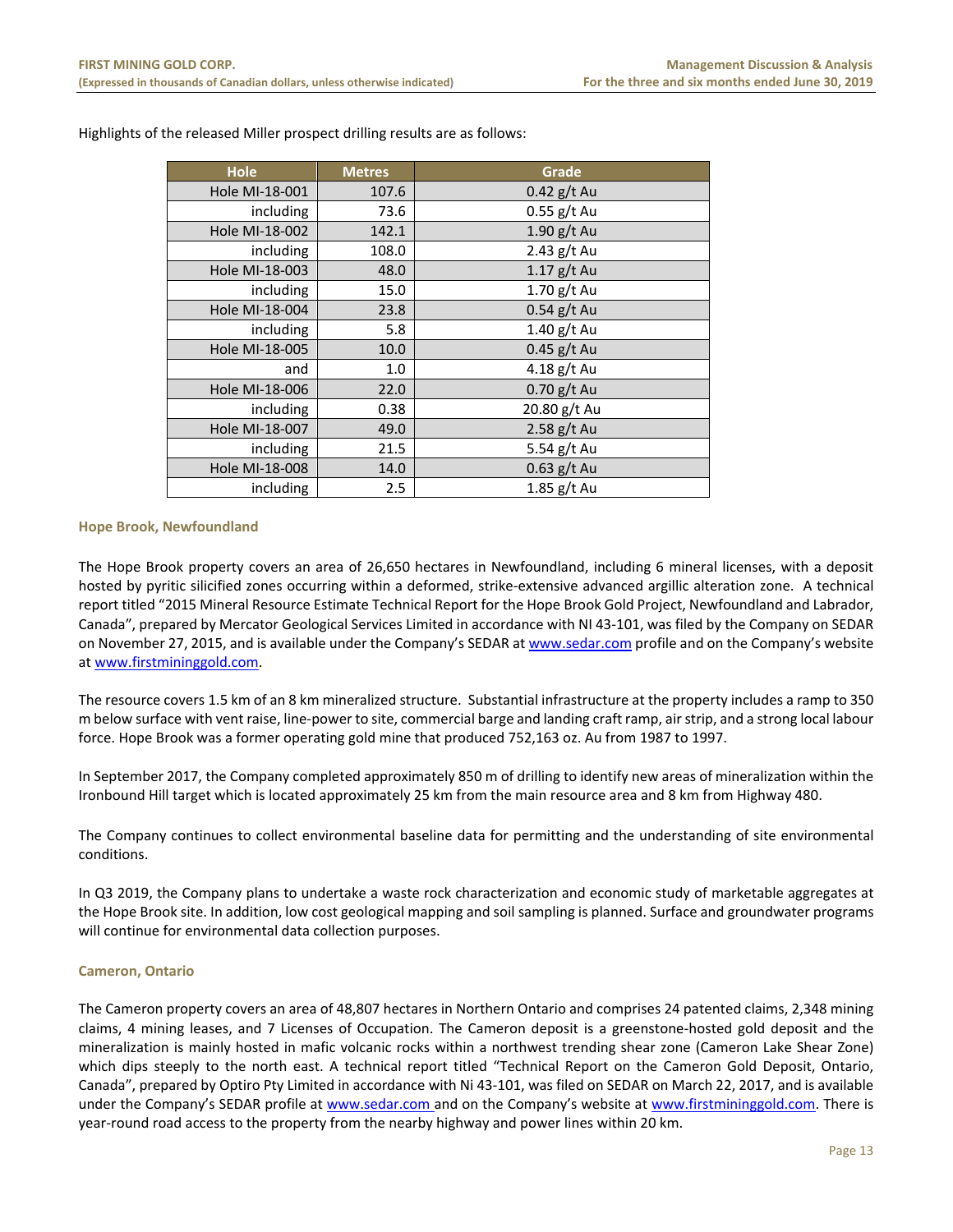Highlights of the released Miller prospect drilling results are as follows:

| Hole | Metres | Grade |
|---|---|---|
| Hole MI-18-001 | 107.6 | 0.42 g/t Au |
| including | 73.6 | 0.55 g/t Au |
| Hole MI-18-002 | 142.1 | 1.90 g/t Au |
| including | 108.0 | 2.43 g/t Au |
| Hole MI-18-003 | 48.0 | 1.17 g/t Au |
| including | 15.0 | 1.70 g/t Au |
| Hole MI-18-004 | 23.8 | 0.54 g/t Au |
| including | 5.8 | 1.40 g/t Au |
| Hole MI-18-005 | 10.0 | 0.45 g/t Au |
| and | 1.0 | 4.18 g/t Au |
| Hole MI-18-006 | 22.0 | 0.70 g/t Au |
| including | 0.38 | 20.80 g/t Au |
| Hole MI-18-007 | 49.0 | 2.58 g/t Au |
| including | 21.5 | 5.54 g/t Au |
| Hole MI-18-008 | 14.0 | 0.63 g/t Au |
| including | 2.5 | 1.85 g/t Au |

### Hope Brook, Newfoundland

The Hope Brook property covers an area of 26,650 hectares in Newfoundland, including 6 mineral licenses, with a deposit hosted by pyritic silicified zones occurring within a deformed, strike-extensive advanced argillic alteration zone. A technical report titled "2015 Mineral Resource Estimate Technical Report for the Hope Brook Gold Project, Newfoundland and Labrador, Canada", prepared by Mercator Geological Services Limited in accordance with NI 43-101, was filed by the Company on SEDAR on November 27, 2015, and is available under the Company's SEDAR at www.sedar.com profile and on the Company's website at www.firstmininggold.com.

The resource covers 1.5 km of an 8 km mineralized structure. Substantial infrastructure at the property includes a ramp to 350 m below surface with vent raise, line-power to site, commercial barge and landing craft ramp, air strip, and a strong local labour force. Hope Brook was a former operating gold mine that produced 752,163 oz. Au from 1987 to 1997.

In September 2017, the Company completed approximately 850 m of drilling to identify new areas of mineralization within the Ironbound Hill target which is located approximately 25 km from the main resource area and 8 km from Highway 480.

The Company continues to collect environmental baseline data for permitting and the understanding of site environmental conditions.

In Q3 2019, the Company plans to undertake a waste rock characterization and economic study of marketable aggregates at the Hope Brook site. In addition, low cost geological mapping and soil sampling is planned. Surface and groundwater programs will continue for environmental data collection purposes.

### Cameron, Ontario

The Cameron property covers an area of 48,807 hectares in Northern Ontario and comprises 24 patented claims, 2,348 mining claims, 4 mining leases, and 7 Licenses of Occupation. The Cameron deposit is a greenstone-hosted gold deposit and the mineralization is mainly hosted in mafic volcanic rocks within a northwest trending shear zone (Cameron Lake Shear Zone) which dips steeply to the north east. A technical report titled "Technical Report on the Cameron Gold Deposit, Ontario, Canada", prepared by Optiro Pty Limited in accordance with Ni 43-101, was filed on SEDAR on March 22, 2017, and is available under the Company's SEDAR profile at www.sedar.com and on the Company's website at www.firstmininggold.com. There is year-round road access to the property from the nearby highway and power lines within 20 km.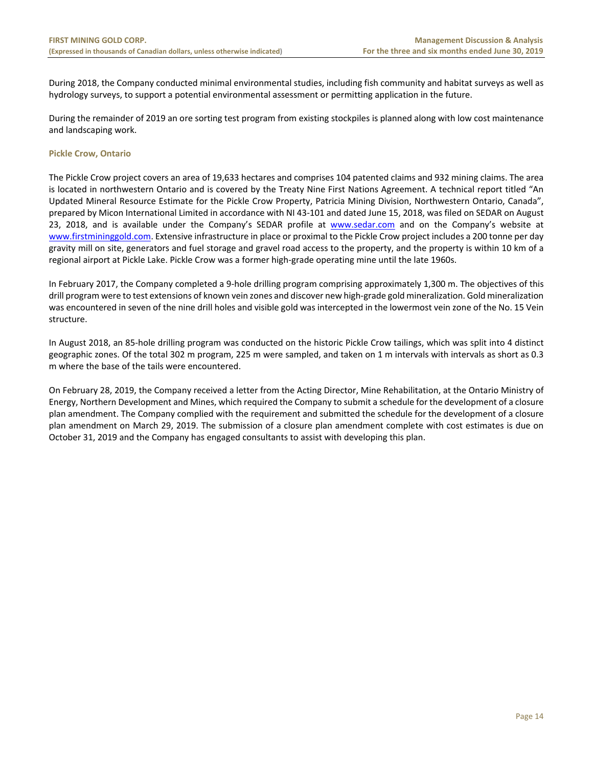During 2018, the Company conducted minimal environmental studies, including fish community and habitat surveys as well as hydrology surveys, to support a potential environmental assessment or permitting application in the future.

During the remainder of 2019 an ore sorting test program from existing stockpiles is planned along with low cost maintenance and landscaping work.

### Pickle Crow, Ontario

The Pickle Crow project covers an area of 19,633 hectares and comprises 104 patented claims and 932 mining claims. The area is located in northwestern Ontario and is covered by the Treaty Nine First Nations Agreement. A technical report titled "An Updated Mineral Resource Estimate for the Pickle Crow Property, Patricia Mining Division, Northwestern Ontario, Canada", prepared by Micon International Limited in accordance with NI 43-101 and dated June 15, 2018, was filed on SEDAR on August 23, 2018, and is available under the Company's SEDAR profile at www.sedar.com and on the Company's website at www.firstmininggold.com. Extensive infrastructure in place or proximal to the Pickle Crow project includes a 200 tonne per day gravity mill on site, generators and fuel storage and gravel road access to the property, and the property is within 10 km of a regional airport at Pickle Lake. Pickle Crow was a former high-grade operating mine until the late 1960s.

In February 2017, the Company completed a 9-hole drilling program comprising approximately 1,300 m. The objectives of this drill program were to test extensions of known vein zones and discover new high-grade gold mineralization. Gold mineralization was encountered in seven of the nine drill holes and visible gold was intercepted in the lowermost vein zone of the No. 15 Vein structure.

In August 2018, an 85-hole drilling program was conducted on the historic Pickle Crow tailings, which was split into 4 distinct geographic zones. Of the total 302 m program, 225 m were sampled, and taken on 1 m intervals with intervals as short as 0.3 m where the base of the tails were encountered.

On February 28, 2019, the Company received a letter from the Acting Director, Mine Rehabilitation, at the Ontario Ministry of Energy, Northern Development and Mines, which required the Company to submit a schedule for the development of a closure plan amendment. The Company complied with the requirement and submitted the schedule for the development of a closure plan amendment on March 29, 2019. The submission of a closure plan amendment complete with cost estimates is due on October 31, 2019 and the Company has engaged consultants to assist with developing this plan.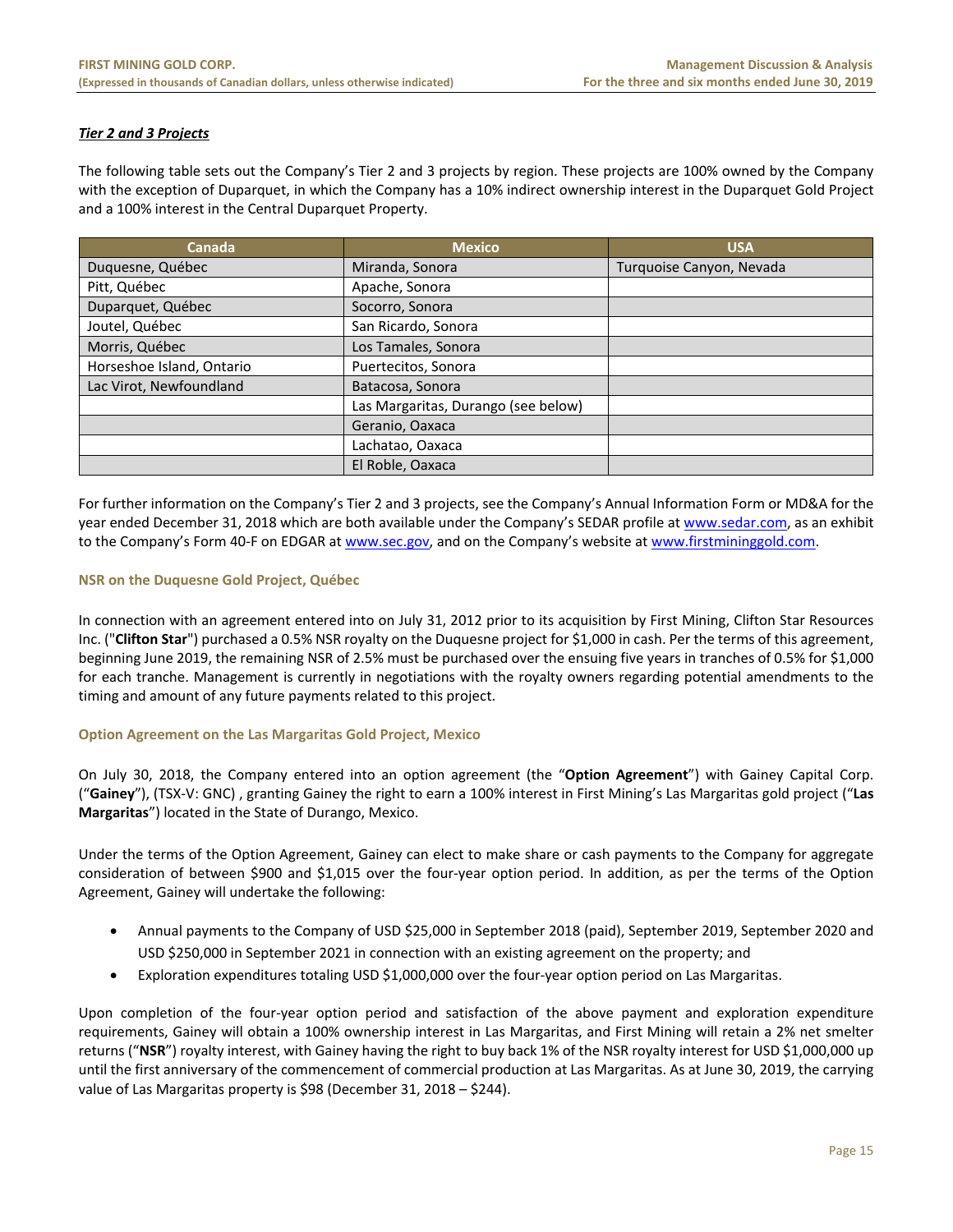***Tier 2 and 3 Projects***

The following table sets out the Company's Tier 2 and 3 projects by region. These projects are 100% owned by the Company with the exception of Duparquet, in which the Company has a 10% indirect ownership interest in the Duparquet Gold Project and a 100% interest in the Central Duparquet Property.

| Canada | Mexico | USA |
|---|---|---|
| Duquesne, Québec | Miranda, Sonora | Turquoise Canyon, Nevada |
| Pitt, Québec | Apache, Sonora | |
| Duparquet, Québec | Socorro, Sonora | |
| Joutel, Québec | San Ricardo, Sonora | |
| Morris, Québec | Los Tamales, Sonora | |
| Horseshoe Island, Ontario | Puertecitos, Sonora | |
| Lac Virot, Newfoundland | Batacosa, Sonora | |
| | Las Margaritas, Durango (see below) | |
| | Geranio, Oaxaca | |
| | Lachatao, Oaxaca | |
| | El Roble, Oaxaca | |

For further information on the Company's Tier 2 and 3 projects, see the Company's Annual Information Form or MD&A for the year ended December 31, 2018 which are both available under the Company's SEDAR profile at www.sedar.com, as an exhibit to the Company's Form 40-F on EDGAR at www.sec.gov, and on the Company's website at www.firstmininggold.com.

#### NSR on the Duquesne Gold Project, Québec

In connection with an agreement entered into on July 31, 2012 prior to its acquisition by First Mining, Clifton Star Resources Inc. ("**Clifton Star**") purchased a 0.5% NSR royalty on the Duquesne project for $1,000 in cash. Per the terms of this agreement, beginning June 2019, the remaining NSR of 2.5% must be purchased over the ensuing five years in tranches of 0.5% for $1,000 for each tranche. Management is currently in negotiations with the royalty owners regarding potential amendments to the timing and amount of any future payments related to this project.

#### Option Agreement on the Las Margaritas Gold Project, Mexico

On July 30, 2018, the Company entered into an option agreement (the "**Option Agreement**") with Gainey Capital Corp. ("**Gainey**"), (TSX-V: GNC) , granting Gainey the right to earn a 100% interest in First Mining's Las Margaritas gold project ("**Las Margaritas**") located in the State of Durango, Mexico.

Under the terms of the Option Agreement, Gainey can elect to make share or cash payments to the Company for aggregate consideration of between $900 and $1,015 over the four-year option period. In addition, as per the terms of the Option Agreement, Gainey will undertake the following:

- Annual payments to the Company of USD $25,000 in September 2018 (paid), September 2019, September 2020 and USD $250,000 in September 2021 in connection with an existing agreement on the property; and
- Exploration expenditures totaling USD $1,000,000 over the four-year option period on Las Margaritas.

Upon completion of the four-year option period and satisfaction of the above payment and exploration expenditure requirements, Gainey will obtain a 100% ownership interest in Las Margaritas, and First Mining will retain a 2% net smelter returns ("**NSR**") royalty interest, with Gainey having the right to buy back 1% of the NSR royalty interest for USD $1,000,000 up until the first anniversary of the commencement of commercial production at Las Margaritas. As at June 30, 2019, the carrying value of Las Margaritas property is $98 (December 31, 2018 – $244).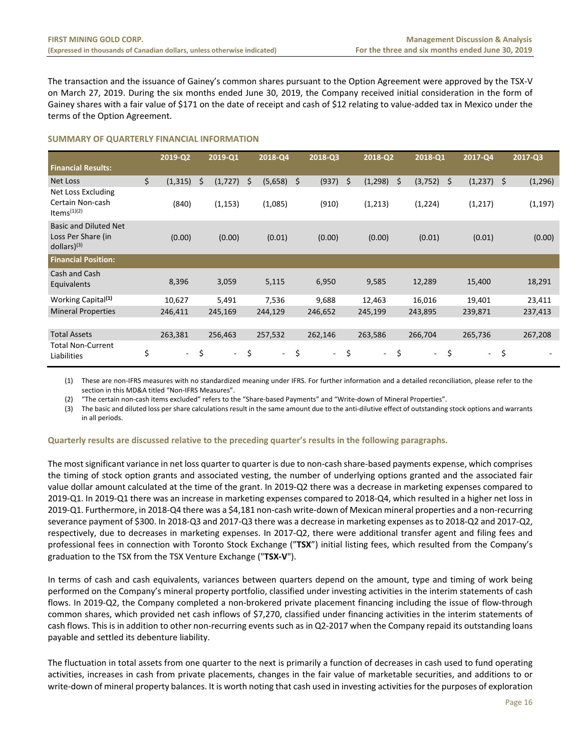The transaction and the issuance of Gainey's common shares pursuant to the Option Agreement were approved by the TSX-V on March 27, 2019. During the six months ended June 30, 2019, the Company received initial consideration in the form of Gainey shares with a fair value of $171 on the date of receipt and cash of $12 relating to value-added tax in Mexico under the terms of the Option Agreement.

## SUMMARY OF QUARTERLY FINANCIAL INFORMATION

| | 2019-Q2 | 2019-Q1 | 2018-Q4 | 2018-Q3 | 2018-Q2 | 2018-Q1 | 2017-Q4 | 2017-Q3 |
|---|---|---|---|---|---|---|---|---|
| **Financial Results:** | | | | | | | | |
| Net Loss | $ (1,315) | $ (1,727) | $ (5,658) | $ (937) | $ (1,298) | $ (3,752) | $ (1,237) | $ (1,296) |
| Net Loss Excluding Certain Non-cash Items[(1)(2)] | (840) | (1,153) | (1,085) | (910) | (1,213) | (1,224) | (1,217) | (1,197) |
| Basic and Diluted Net Loss Per Share (in dollars)[(3)] | (0.00) | (0.00) | (0.01) | (0.00) | (0.00) | (0.01) | (0.01) | (0.00) |
| **Financial Position:** | | | | | | | | |
| Cash and Cash Equivalents | 8,396 | 3,059 | 5,115 | 6,950 | 9,585 | 12,289 | 15,400 | 18,291 |
| Working Capital[(1)] | 10,627 | 5,491 | 7,536 | 9,688 | 12,463 | 16,016 | 19,401 | 23,411 |
| Mineral Properties | 246,411 | 245,169 | 244,129 | 246,652 | 245,199 | 243,895 | 239,871 | 237,413 |
| Total Assets | 263,381 | 256,463 | 257,532 | 262,146 | 263,586 | 266,704 | 265,736 | 267,208 |
| Total Non-Current Liabilities | $ - | $ - | $ - | $ - | $ - | $ - | $ - | $ - |

(1) These are non-IFRS measures with no standardized meaning under IFRS. For further information and a detailed reconciliation, please refer to the section in this MD&A titled "Non-IFRS Measures".

(2) "The certain non-cash items excluded" refers to the "Share-based Payments" and "Write-down of Mineral Properties".

(3) The basic and diluted loss per share calculations result in the same amount due to the anti-dilutive effect of outstanding stock options and warrants in all periods.

### Quarterly results are discussed relative to the preceding quarter's results in the following paragraphs.

The most significant variance in net loss quarter to quarter is due to non-cash share-based payments expense, which comprises the timing of stock option grants and associated vesting, the number of underlying options granted and the associated fair value dollar amount calculated at the time of the grant. In 2019-Q2 there was a decrease in marketing expenses compared to 2019-Q1. In 2019-Q1 there was an increase in marketing expenses compared to 2018-Q4, which resulted in a higher net loss in 2019-Q1. Furthermore, in 2018-Q4 there was a $4,181 non-cash write-down of Mexican mineral properties and a non-recurring severance payment of $300. In 2018-Q3 and 2017-Q3 there was a decrease in marketing expenses as to 2018-Q2 and 2017-Q2, respectively, due to decreases in marketing expenses. In 2017-Q2, there were additional transfer agent and filing fees and professional fees in connection with Toronto Stock Exchange ("**TSX**") initial listing fees, which resulted from the Company's graduation to the TSX from the TSX Venture Exchange ("**TSX-V**").

In terms of cash and cash equivalents, variances between quarters depend on the amount, type and timing of work being performed on the Company's mineral property portfolio, classified under investing activities in the interim statements of cash flows. In 2019-Q2, the Company completed a non-brokered private placement financing including the issue of flow-through common shares, which provided net cash inflows of $7,270, classified under financing activities in the interim statements of cash flows. This is in addition to other non-recurring events such as in Q2-2017 when the Company repaid its outstanding loans payable and settled its debenture liability.

The fluctuation in total assets from one quarter to the next is primarily a function of decreases in cash used to fund operating activities, increases in cash from private placements, changes in the fair value of marketable securities, and additions to or write-down of mineral property balances. It is worth noting that cash used in investing activities for the purposes of exploration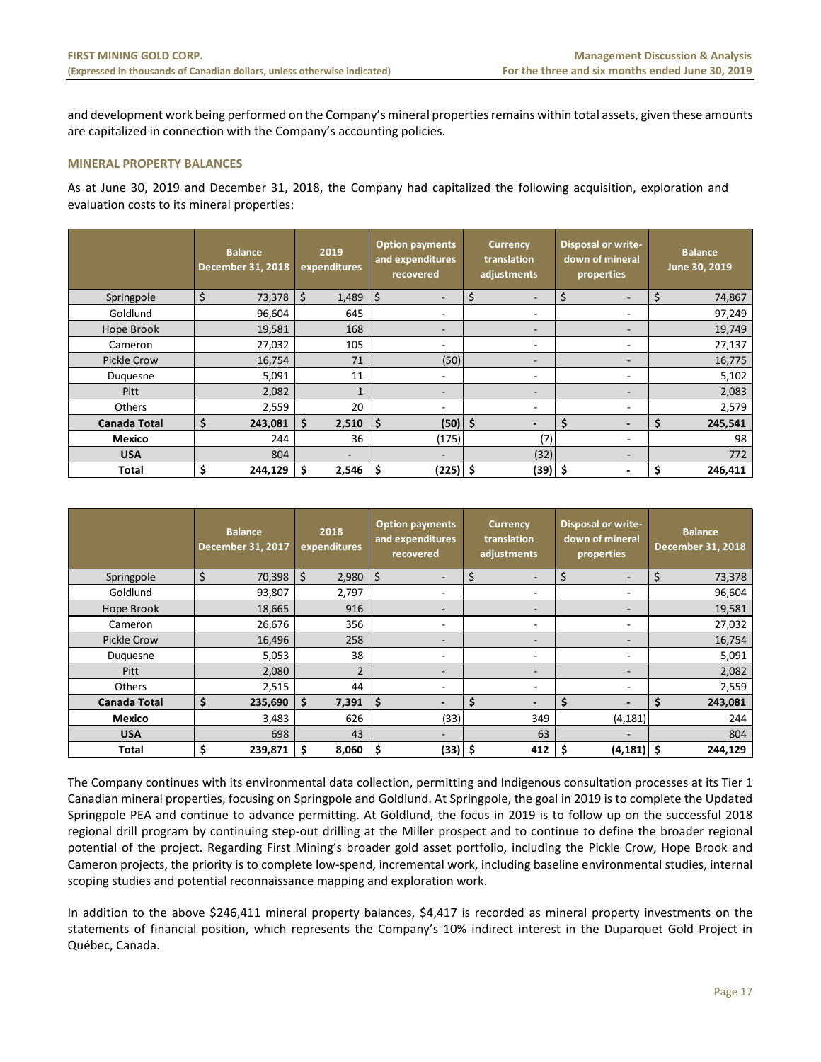and development work being performed on the Company's mineral properties remains within total assets, given these amounts are capitalized in connection with the Company's accounting policies.

## MINERAL PROPERTY BALANCES

As at June 30, 2019 and December 31, 2018, the Company had capitalized the following acquisition, exploration and evaluation costs to its mineral properties:

| | Balance December 31, 2018 | 2019 expenditures | Option payments and expenditures recovered | Currency translation adjustments | Disposal or write-down of mineral properties | Balance June 30, 2019 |
|---|---|---|---|---|---|---|
| Springpole | $ 73,378 | $ 1,489 | $ - | $ - | $ - | $ 74,867 |
| Goldlund | 96,604 | 645 | - | - | - | 97,249 |
| Hope Brook | 19,581 | 168 | - | - | - | 19,749 |
| Cameron | 27,032 | 105 | - | - | - | 27,137 |
| Pickle Crow | 16,754 | 71 | (50) | - | - | 16,775 |
| Duquesne | 5,091 | 11 | - | - | - | 5,102 |
| Pitt | 2,082 | 1 | - | - | - | 2,083 |
| Others | 2,559 | 20 | - | - | - | 2,579 |
| **Canada Total** | **$ 243,081** | **$ 2,510** | **$ (50)** | **$ -** | **$ -** | **$ 245,541** |
| **Mexico** | 244 | 36 | (175) | (7) | - | 98 |
| **USA** | 804 | - | - | (32) | - | 772 |
| **Total** | **$ 244,129** | **$ 2,546** | **$ (225)** | **$ (39)** | **$ -** | **$ 246,411** |

| | Balance December 31, 2017 | 2018 expenditures | Option payments and expenditures recovered | Currency translation adjustments | Disposal or write-down of mineral properties | Balance December 31, 2018 |
|---|---|---|---|---|---|---|
| Springpole | $ 70,398 | $ 2,980 | $ - | $ - | $ - | $ 73,378 |
| Goldlund | 93,807 | 2,797 | - | - | - | 96,604 |
| Hope Brook | 18,665 | 916 | - | - | - | 19,581 |
| Cameron | 26,676 | 356 | - | - | - | 27,032 |
| Pickle Crow | 16,496 | 258 | - | - | - | 16,754 |
| Duquesne | 5,053 | 38 | - | - | - | 5,091 |
| Pitt | 2,080 | 2 | - | - | - | 2,082 |
| Others | 2,515 | 44 | - | - | - | 2,559 |
| **Canada Total** | **$ 235,690** | **$ 7,391** | **$ -** | **$ -** | **$ -** | **$ 243,081** |
| **Mexico** | 3,483 | 626 | (33) | 349 | (4,181) | 244 |
| **USA** | 698 | 43 | - | 63 | - | 804 |
| **Total** | **$ 239,871** | **$ 8,060** | **$ (33)** | **$ 412** | **$ (4,181)** | **$ 244,129** |

The Company continues with its environmental data collection, permitting and Indigenous consultation processes at its Tier 1 Canadian mineral properties, focusing on Springpole and Goldlund. At Springpole, the goal in 2019 is to complete the Updated Springpole PEA and continue to advance permitting. At Goldlund, the focus in 2019 is to follow up on the successful 2018 regional drill program by continuing step-out drilling at the Miller prospect and to continue to define the broader regional potential of the project. Regarding First Mining's broader gold asset portfolio, including the Pickle Crow, Hope Brook and Cameron projects, the priority is to complete low-spend, incremental work, including baseline environmental studies, internal scoping studies and potential reconnaissance mapping and exploration work.

In addition to the above $246,411 mineral property balances, $4,417 is recorded as mineral property investments on the statements of financial position, which represents the Company's 10% indirect interest in the Duparquet Gold Project in Québec, Canada.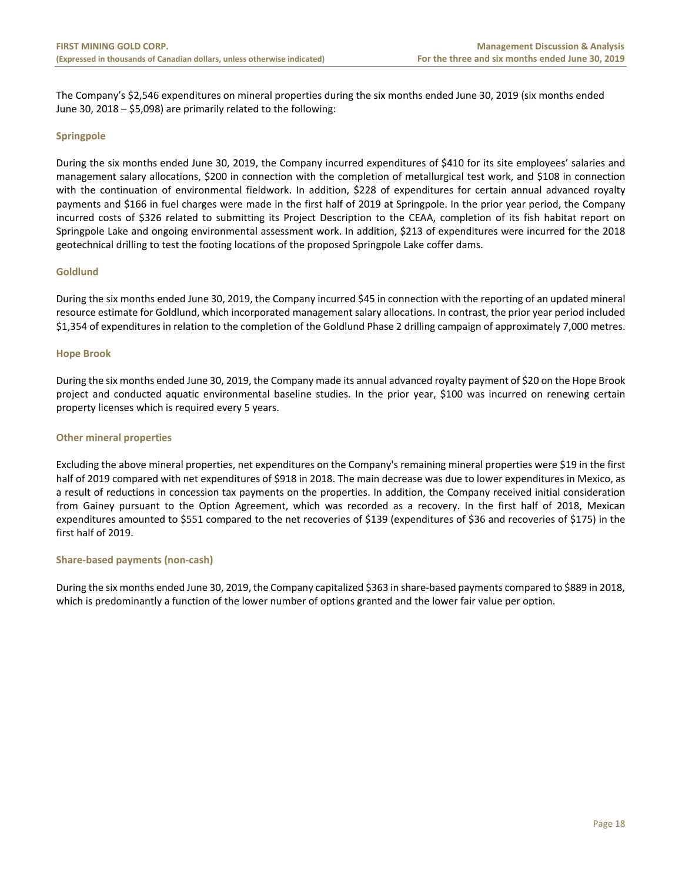The Company's $2,546 expenditures on mineral properties during the six months ended June 30, 2019 (six months ended June 30, 2018 – $5,098) are primarily related to the following:

### Springpole

During the six months ended June 30, 2019, the Company incurred expenditures of $410 for its site employees' salaries and management salary allocations, $200 in connection with the completion of metallurgical test work, and $108 in connection with the continuation of environmental fieldwork. In addition, $228 of expenditures for certain annual advanced royalty payments and $166 in fuel charges were made in the first half of 2019 at Springpole. In the prior year period, the Company incurred costs of $326 related to submitting its Project Description to the CEAA, completion of its fish habitat report on Springpole Lake and ongoing environmental assessment work. In addition, $213 of expenditures were incurred for the 2018 geotechnical drilling to test the footing locations of the proposed Springpole Lake coffer dams.

### Goldlund

During the six months ended June 30, 2019, the Company incurred $45 in connection with the reporting of an updated mineral resource estimate for Goldlund, which incorporated management salary allocations. In contrast, the prior year period included $1,354 of expenditures in relation to the completion of the Goldlund Phase 2 drilling campaign of approximately 7,000 metres.

### Hope Brook

During the six months ended June 30, 2019, the Company made its annual advanced royalty payment of $20 on the Hope Brook project and conducted aquatic environmental baseline studies. In the prior year, $100 was incurred on renewing certain property licenses which is required every 5 years.

### Other mineral properties

Excluding the above mineral properties, net expenditures on the Company's remaining mineral properties were $19 in the first half of 2019 compared with net expenditures of $918 in 2018. The main decrease was due to lower expenditures in Mexico, as a result of reductions in concession tax payments on the properties. In addition, the Company received initial consideration from Gainey pursuant to the Option Agreement, which was recorded as a recovery. In the first half of 2018, Mexican expenditures amounted to $551 compared to the net recoveries of $139 (expenditures of $36 and recoveries of $175) in the first half of 2019.

### Share-based payments (non-cash)

During the six months ended June 30, 2019, the Company capitalized $363 in share-based payments compared to $889 in 2018, which is predominantly a function of the lower number of options granted and the lower fair value per option.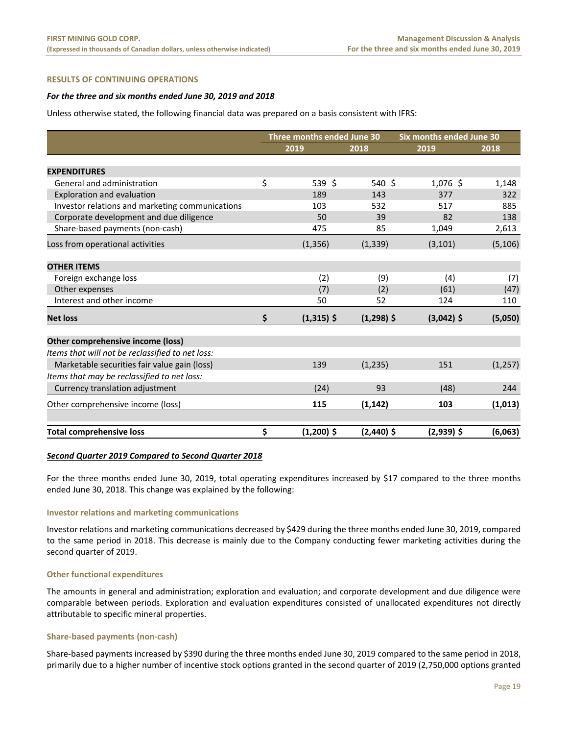## RESULTS OF CONTINUING OPERATIONS

***For the three and six months ended June 30, 2019 and 2018***

Unless otherwise stated, the following financial data was prepared on a basis consistent with IFRS:

| | Three months ended June 30 | | Six months ended June 30 | |
|---|---|---|---|---|
| | 2019 | 2018 | 2019 | 2018 |
| **EXPENDITURES** | | | | |
| General and administration | $ 539 | $ 540 | $ 1,076 | $ 1,148 |
| Exploration and evaluation | 189 | 143 | 377 | 322 |
| Investor relations and marketing communications | 103 | 532 | 517 | 885 |
| Corporate development and due diligence | 50 | 39 | 82 | 138 |
| Share-based payments (non-cash) | 475 | 85 | 1,049 | 2,613 |
| Loss from operational activities | (1,356) | (1,339) | (3,101) | (5,106) |
| **OTHER ITEMS** | | | | |
| Foreign exchange loss | (2) | (9) | (4) | (7) |
| Other expenses | (7) | (2) | (61) | (47) |
| Interest and other income | 50 | 52 | 124 | 110 |
| **Net loss** | **$ (1,315)** | **$ (1,298)** | **$ (3,042)** | **$ (5,050)** |
| **Other comprehensive income (loss)** | | | | |
| *Items that will not be reclassified to net loss:* | | | | |
| Marketable securities fair value gain (loss) | 139 | (1,235) | 151 | (1,257) |
| *Items that may be reclassified to net loss:* | | | | |
| Currency translation adjustment | (24) | 93 | (48) | 244 |
| Other comprehensive income (loss) | **115** | **(1,142)** | **103** | **(1,013)** |
| **Total comprehensive loss** | **$ (1,200)** | **$ (2,440)** | **$ (2,939)** | **$ (6,063)** |

***Second Quarter 2019 Compared to Second Quarter 2018***

For the three months ended June 30, 2019, total operating expenditures increased by $17 compared to the three months ended June 30, 2018. This change was explained by the following:

### Investor relations and marketing communications

Investor relations and marketing communications decreased by $429 during the three months ended June 30, 2019, compared to the same period in 2018. This decrease is mainly due to the Company conducting fewer marketing activities during the second quarter of 2019.

### Other functional expenditures

The amounts in general and administration; exploration and evaluation; and corporate development and due diligence were comparable between periods. Exploration and evaluation expenditures consisted of unallocated expenditures not directly attributable to specific mineral properties.

### Share-based payments (non-cash)

Share-based payments increased by $390 during the three months ended June 30, 2019 compared to the same period in 2018, primarily due to a higher number of incentive stock options granted in the second quarter of 2019 (2,750,000 options granted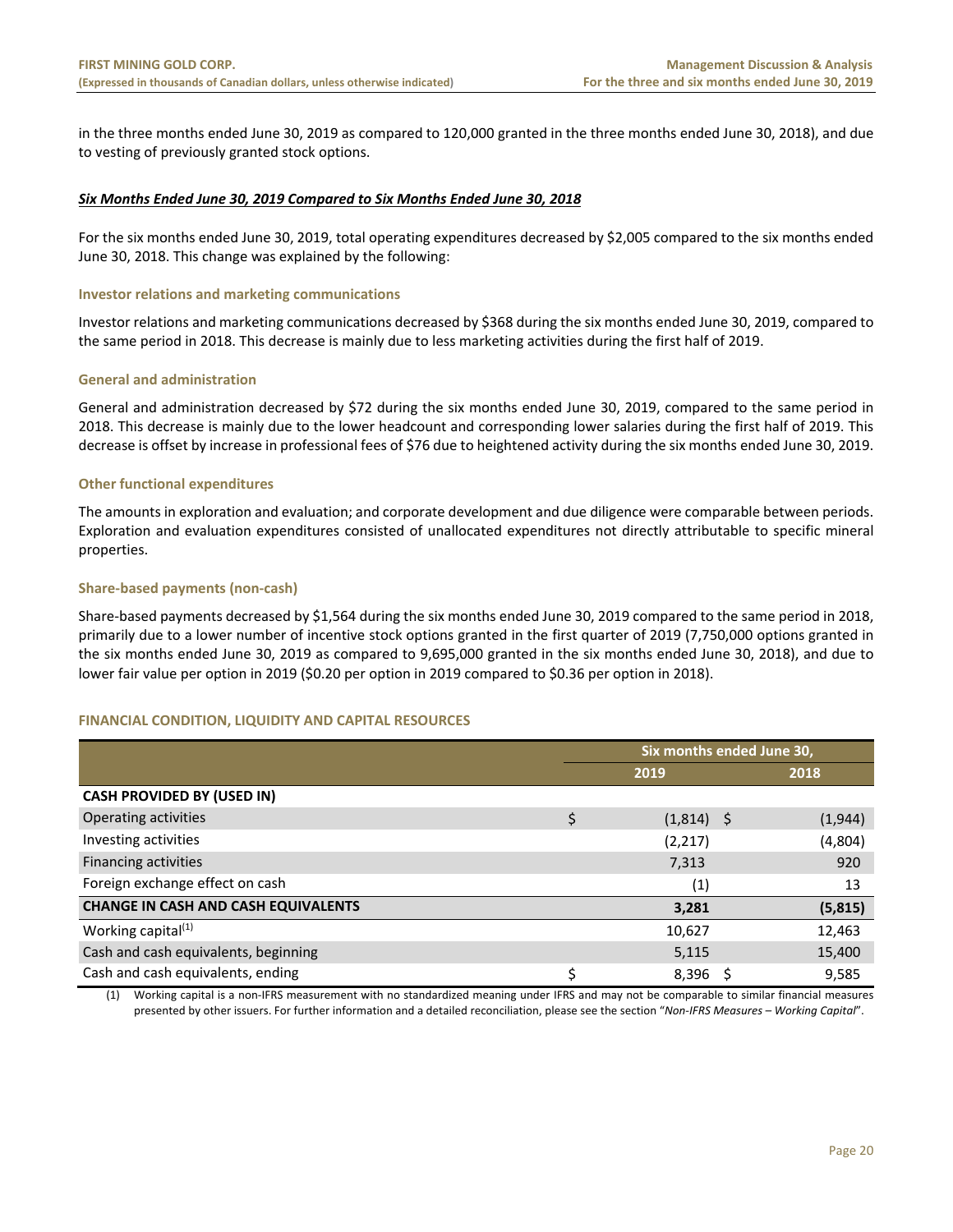in the three months ended June 30, 2019 as compared to 120,000 granted in the three months ended June 30, 2018), and due to vesting of previously granted stock options.

***Six Months Ended June 30, 2019 Compared to Six Months Ended June 30, 2018***

For the six months ended June 30, 2019, total operating expenditures decreased by $2,005 compared to the six months ended June 30, 2018. This change was explained by the following:

**Investor relations and marketing communications**

Investor relations and marketing communications decreased by $368 during the six months ended June 30, 2019, compared to the same period in 2018. This decrease is mainly due to less marketing activities during the first half of 2019.

**General and administration**

General and administration decreased by $72 during the six months ended June 30, 2019, compared to the same period in 2018. This decrease is mainly due to the lower headcount and corresponding lower salaries during the first half of 2019. This decrease is offset by increase in professional fees of $76 due to heightened activity during the six months ended June 30, 2019.

**Other functional expenditures**

The amounts in exploration and evaluation; and corporate development and due diligence were comparable between periods. Exploration and evaluation expenditures consisted of unallocated expenditures not directly attributable to specific mineral properties.

**Share-based payments (non-cash)**

Share-based payments decreased by $1,564 during the six months ended June 30, 2019 compared to the same period in 2018, primarily due to a lower number of incentive stock options granted in the first quarter of 2019 (7,750,000 options granted in the six months ended June 30, 2019 as compared to 9,695,000 granted in the six months ended June 30, 2018), and due to lower fair value per option in 2019 ($0.20 per option in 2019 compared to $0.36 per option in 2018).

## FINANCIAL CONDITION, LIQUIDITY AND CAPITAL RESOURCES

| | Six months ended June 30, | |
|---|---|---|
| | 2019 | 2018 |
| **CASH PROVIDED BY (USED IN)** | | |
| Operating activities | $ (1,814) | $ (1,944) |
| Investing activities | (2,217) | (4,804) |
| Financing activities | 7,313 | 920 |
| Foreign exchange effect on cash | (1) | 13 |
| **CHANGE IN CASH AND CASH EQUIVALENTS** | **3,281** | **(5,815)** |
| Working capital[(1)] | 10,627 | 12,463 |
| Cash and cash equivalents, beginning | 5,115 | 15,400 |
| Cash and cash equivalents, ending | $ 8,396 | $ 9,585 |

(1) Working capital is a non-IFRS measurement with no standardized meaning under IFRS and may not be comparable to similar financial measures presented by other issuers. For further information and a detailed reconciliation, please see the section "*Non-IFRS Measures – Working Capital*".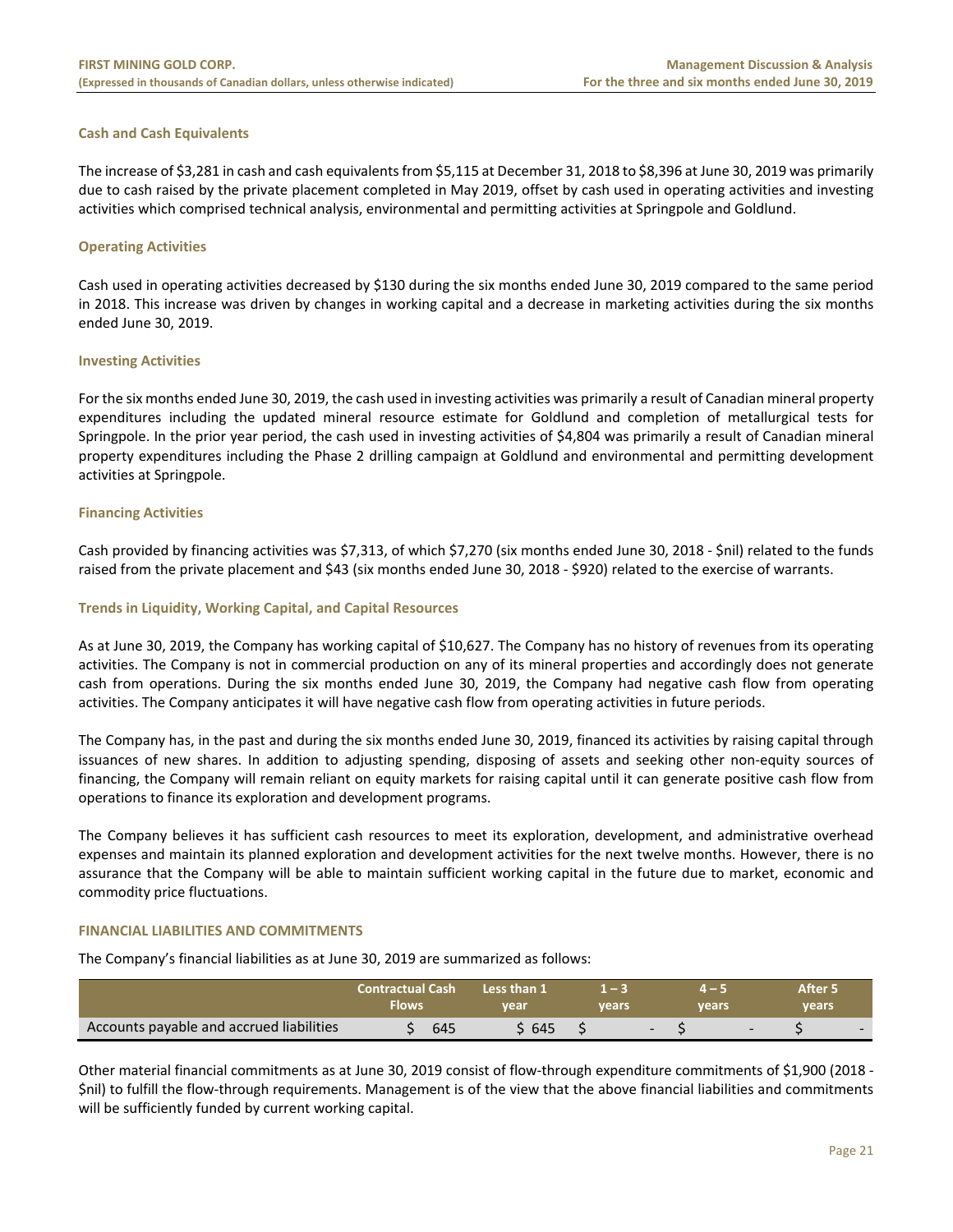### Cash and Cash Equivalents

The increase of $3,281 in cash and cash equivalents from $5,115 at December 31, 2018 to $8,396 at June 30, 2019 was primarily due to cash raised by the private placement completed in May 2019, offset by cash used in operating activities and investing activities which comprised technical analysis, environmental and permitting activities at Springpole and Goldlund.

### Operating Activities

Cash used in operating activities decreased by $130 during the six months ended June 30, 2019 compared to the same period in 2018. This increase was driven by changes in working capital and a decrease in marketing activities during the six months ended June 30, 2019.

### Investing Activities

For the six months ended June 30, 2019, the cash used in investing activities was primarily a result of Canadian mineral property expenditures including the updated mineral resource estimate for Goldlund and completion of metallurgical tests for Springpole. In the prior year period, the cash used in investing activities of $4,804 was primarily a result of Canadian mineral property expenditures including the Phase 2 drilling campaign at Goldlund and environmental and permitting development activities at Springpole.

### Financing Activities

Cash provided by financing activities was $7,313, of which $7,270 (six months ended June 30, 2018 - $nil) related to the funds raised from the private placement and $43 (six months ended June 30, 2018 - $920) related to the exercise of warrants.

### Trends in Liquidity, Working Capital, and Capital Resources

As at June 30, 2019, the Company has working capital of $10,627. The Company has no history of revenues from its operating activities. The Company is not in commercial production on any of its mineral properties and accordingly does not generate cash from operations. During the six months ended June 30, 2019, the Company had negative cash flow from operating activities. The Company anticipates it will have negative cash flow from operating activities in future periods.

The Company has, in the past and during the six months ended June 30, 2019, financed its activities by raising capital through issuances of new shares. In addition to adjusting spending, disposing of assets and seeking other non-equity sources of financing, the Company will remain reliant on equity markets for raising capital until it can generate positive cash flow from operations to finance its exploration and development programs.

The Company believes it has sufficient cash resources to meet its exploration, development, and administrative overhead expenses and maintain its planned exploration and development activities for the next twelve months. However, there is no assurance that the Company will be able to maintain sufficient working capital in the future due to market, economic and commodity price fluctuations.

## FINANCIAL LIABILITIES AND COMMITMENTS

The Company's financial liabilities as at June 30, 2019 are summarized as follows:

| | Contractual Cash Flows | Less than 1 year | 1 – 3 years | 4 – 5 years | After 5 years |
|---|---|---|---|---|---|
| Accounts payable and accrued liabilities | $ 645 | $ 645 | $ - | $ - | $ - |

Other material financial commitments as at June 30, 2019 consist of flow-through expenditure commitments of $1,900 (2018 - $nil) to fulfill the flow-through requirements. Management is of the view that the above financial liabilities and commitments will be sufficiently funded by current working capital.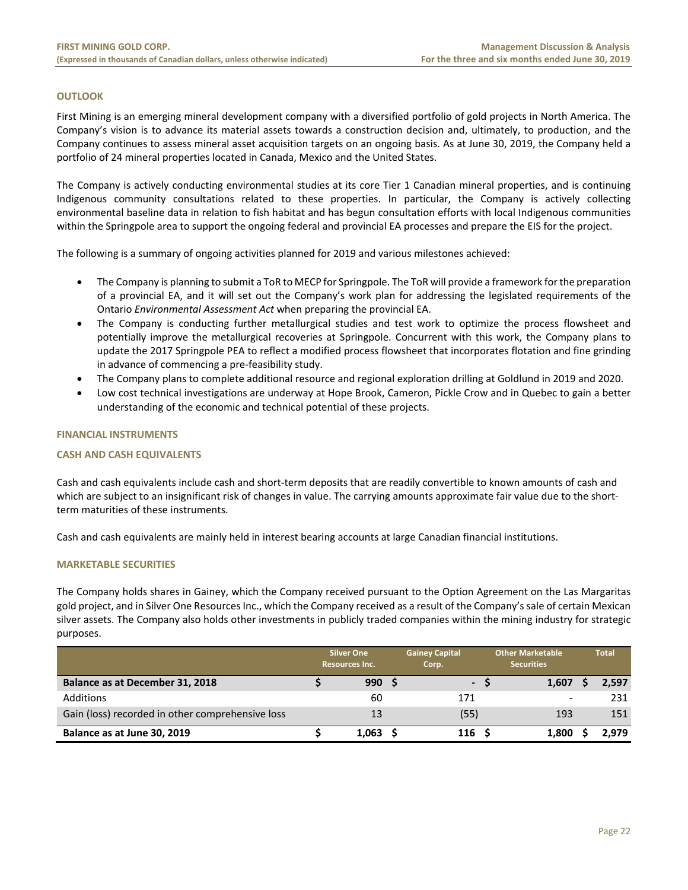## OUTLOOK

First Mining is an emerging mineral development company with a diversified portfolio of gold projects in North America. The Company's vision is to advance its material assets towards a construction decision and, ultimately, to production, and the Company continues to assess mineral asset acquisition targets on an ongoing basis. As at June 30, 2019, the Company held a portfolio of 24 mineral properties located in Canada, Mexico and the United States.

The Company is actively conducting environmental studies at its core Tier 1 Canadian mineral properties, and is continuing Indigenous community consultations related to these properties. In particular, the Company is actively collecting environmental baseline data in relation to fish habitat and has begun consultation efforts with local Indigenous communities within the Springpole area to support the ongoing federal and provincial EA processes and prepare the EIS for the project.

The following is a summary of ongoing activities planned for 2019 and various milestones achieved:

- The Company is planning to submit a ToR to MECP for Springpole. The ToR will provide a framework for the preparation of a provincial EA, and it will set out the Company's work plan for addressing the legislated requirements of the Ontario *Environmental Assessment Act* when preparing the provincial EA.
- The Company is conducting further metallurgical studies and test work to optimize the process flowsheet and potentially improve the metallurgical recoveries at Springpole. Concurrent with this work, the Company plans to update the 2017 Springpole PEA to reflect a modified process flowsheet that incorporates flotation and fine grinding in advance of commencing a pre-feasibility study.
- The Company plans to complete additional resource and regional exploration drilling at Goldlund in 2019 and 2020.
- Low cost technical investigations are underway at Hope Brook, Cameron, Pickle Crow and in Quebec to gain a better understanding of the economic and technical potential of these projects.

## FINANCIAL INSTRUMENTS

### CASH AND CASH EQUIVALENTS

Cash and cash equivalents include cash and short-term deposits that are readily convertible to known amounts of cash and which are subject to an insignificant risk of changes in value. The carrying amounts approximate fair value due to the short-term maturities of these instruments.

Cash and cash equivalents are mainly held in interest bearing accounts at large Canadian financial institutions.

### MARKETABLE SECURITIES

The Company holds shares in Gainey, which the Company received pursuant to the Option Agreement on the Las Margaritas gold project, and in Silver One Resources Inc., which the Company received as a result of the Company's sale of certain Mexican silver assets. The Company also holds other investments in publicly traded companies within the mining industry for strategic purposes.

| | Silver One Resources Inc. | Gainey Capital Corp. | Other Marketable Securities | Total |
|---|---|---|---|---|
| **Balance as at December 31, 2018** | **$ 990** | **$ -** | **$ 1,607** | **$ 2,597** |
| Additions | 60 | 171 | - | 231 |
| Gain (loss) recorded in other comprehensive loss | 13 | (55) | 193 | 151 |
| **Balance as at June 30, 2019** | **$ 1,063** | **$ 116** | **$ 1,800** | **$ 2,979** |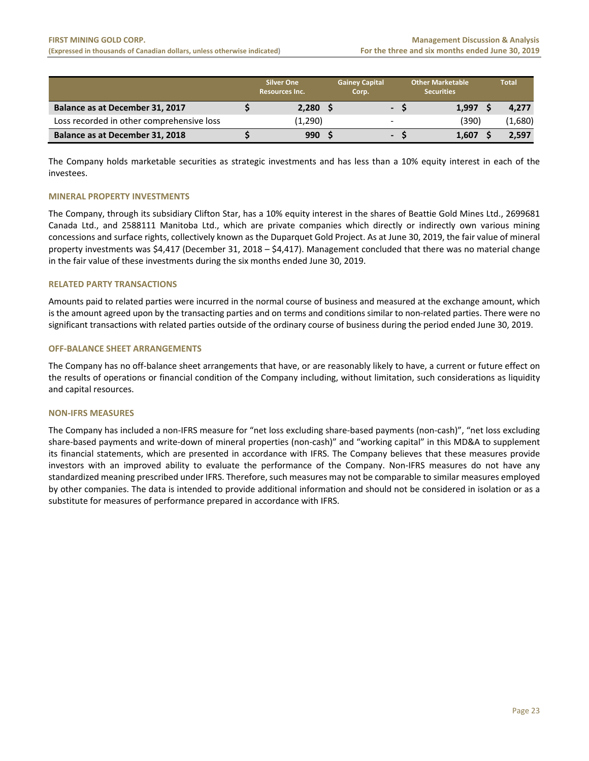| | Silver One Resources Inc. | Gainey Capital Corp. | Other Marketable Securities | Total |
|---|---|---|---|---|
| **Balance as at December 31, 2017** | **$ 2,280** | **$ -** | **$ 1,997** | **$ 4,277** |
| Loss recorded in other comprehensive loss | (1,290) | - | (390) | (1,680) |
| **Balance as at December 31, 2018** | **$ 990** | **$ -** | **$ 1,607** | **$ 2,597** |

The Company holds marketable securities as strategic investments and has less than a 10% equity interest in each of the investees.

### MINERAL PROPERTY INVESTMENTS

The Company, through its subsidiary Clifton Star, has a 10% equity interest in the shares of Beattie Gold Mines Ltd., 2699681 Canada Ltd., and 2588111 Manitoba Ltd., which are private companies which directly or indirectly own various mining concessions and surface rights, collectively known as the Duparquet Gold Project. As at June 30, 2019, the fair value of mineral property investments was $4,417 (December 31, 2018 – $4,417). Management concluded that there was no material change in the fair value of these investments during the six months ended June 30, 2019.

### RELATED PARTY TRANSACTIONS

Amounts paid to related parties were incurred in the normal course of business and measured at the exchange amount, which is the amount agreed upon by the transacting parties and on terms and conditions similar to non-related parties. There were no significant transactions with related parties outside of the ordinary course of business during the period ended June 30, 2019.

### OFF-BALANCE SHEET ARRANGEMENTS

The Company has no off-balance sheet arrangements that have, or are reasonably likely to have, a current or future effect on the results of operations or financial condition of the Company including, without limitation, such considerations as liquidity and capital resources.

### NON-IFRS MEASURES

The Company has included a non-IFRS measure for "net loss excluding share-based payments (non-cash)", "net loss excluding share-based payments and write-down of mineral properties (non-cash)" and "working capital" in this MD&A to supplement its financial statements, which are presented in accordance with IFRS. The Company believes that these measures provide investors with an improved ability to evaluate the performance of the Company. Non-IFRS measures do not have any standardized meaning prescribed under IFRS. Therefore, such measures may not be comparable to similar measures employed by other companies. The data is intended to provide additional information and should not be considered in isolation or as a substitute for measures of performance prepared in accordance with IFRS.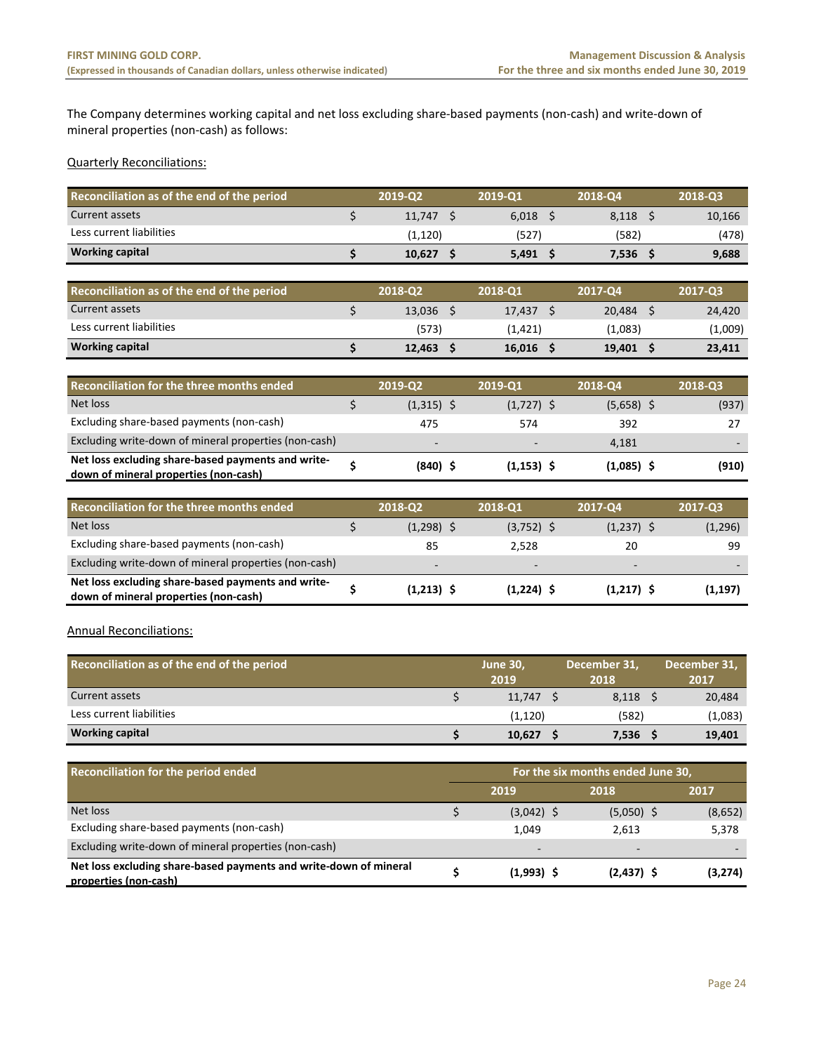The Company determines working capital and net loss excluding share-based payments (non-cash) and write-down of mineral properties (non-cash) as follows:

Quarterly Reconciliations:

| Reconciliation as of the end of the period | 2019-Q2 | 2019-Q1 | 2018-Q4 | 2018-Q3 |
|---|---|---|---|---|
| Current assets | $ 11,747 | $ 6,018 | $ 8,118 | $ 10,166 |
| Less current liabilities | (1,120) | (527) | (582) | (478) |
| **Working capital** | **$ 10,627** | **$ 5,491** | **$ 7,536** | **$ 9,688** |

| Reconciliation as of the end of the period | 2018-Q2 | 2018-Q1 | 2017-Q4 | 2017-Q3 |
|---|---|---|---|---|
| Current assets | $ 13,036 | $ 17,437 | $ 20,484 | $ 24,420 |
| Less current liabilities | (573) | (1,421) | (1,083) | (1,009) |
| **Working capital** | **$ 12,463** | **$ 16,016** | **$ 19,401** | **$ 23,411** |

| Reconciliation for the three months ended | 2019-Q2 | 2019-Q1 | 2018-Q4 | 2018-Q3 |
|---|---|---|---|---|
| Net loss | $ (1,315) | $ (1,727) | $ (5,658) | $ (937) |
| Excluding share-based payments (non-cash) | 475 | 574 | 392 | 27 |
| Excluding write-down of mineral properties (non-cash) | - | - | 4,181 | - |
| **Net loss excluding share-based payments and write-down of mineral properties (non-cash)** | **$ (840)** | **$ (1,153)** | **$ (1,085)** | **$ (910)** |

| Reconciliation for the three months ended | 2018-Q2 | 2018-Q1 | 2017-Q4 | 2017-Q3 |
|---|---|---|---|---|
| Net loss | $ (1,298) | $ (3,752) | $ (1,237) | $ (1,296) |
| Excluding share-based payments (non-cash) | 85 | 2,528 | 20 | 99 |
| Excluding write-down of mineral properties (non-cash) | - | - | - | - |
| **Net loss excluding share-based payments and write-down of mineral properties (non-cash)** | **$ (1,213)** | **$ (1,224)** | **$ (1,217)** | **$ (1,197)** |

Annual Reconciliations:

| Reconciliation as of the end of the period | June 30, 2019 | December 31, 2018 | December 31, 2017 |
|---|---|---|---|
| Current assets | $ 11,747 | $ 8,118 | $ 20,484 |
| Less current liabilities | (1,120) | (582) | (1,083) |
| **Working capital** | **$ 10,627** | **$ 7,536** | **$ 19,401** |

| Reconciliation for the period ended | For the six months ended June 30, | | |
|---|---|---|---|
| | 2019 | 2018 | 2017 |
| Net loss | $ (3,042) | $ (5,050) | $ (8,652) |
| Excluding share-based payments (non-cash) | 1,049 | 2,613 | 5,378 |
| Excluding write-down of mineral properties (non-cash) | - | - | - |
| **Net loss excluding share-based payments and write-down of mineral properties (non-cash)** | **$ (1,993)** | **$ (2,437)** | **$ (3,274)** |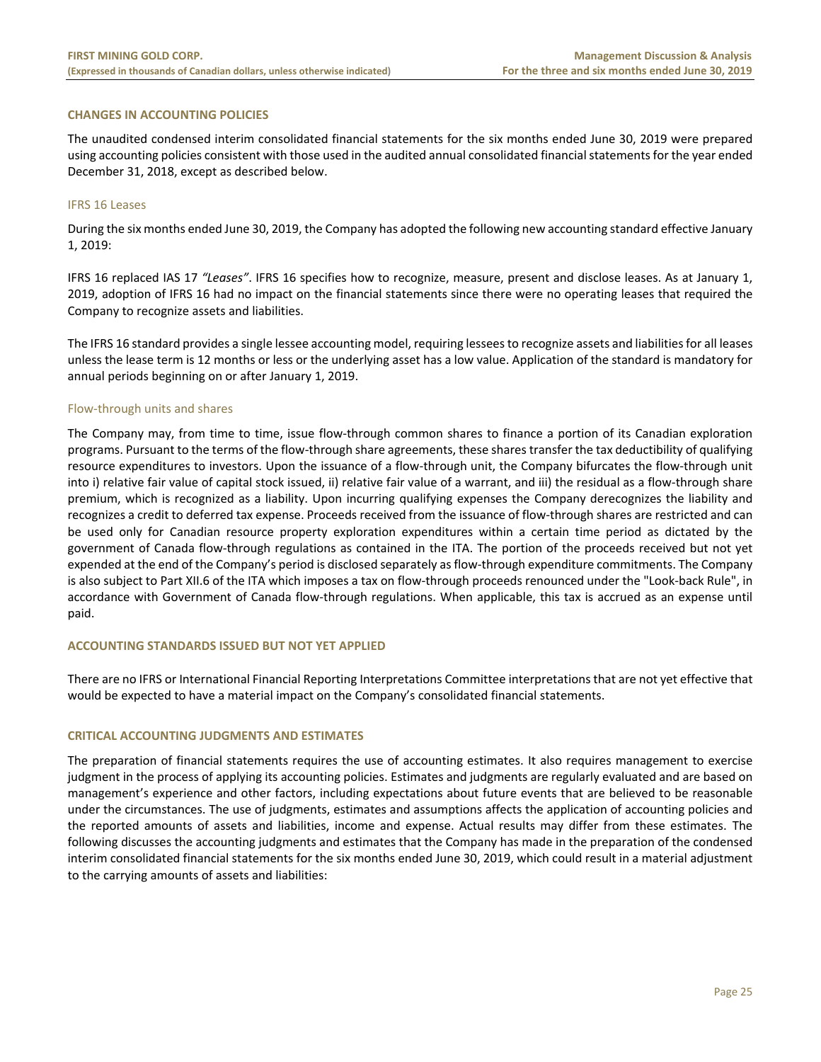## CHANGES IN ACCOUNTING POLICIES

The unaudited condensed interim consolidated financial statements for the six months ended June 30, 2019 were prepared using accounting policies consistent with those used in the audited annual consolidated financial statements for the year ended December 31, 2018, except as described below.

### IFRS 16 Leases

During the six months ended June 30, 2019, the Company has adopted the following new accounting standard effective January 1, 2019:

IFRS 16 replaced IAS 17 *"Leases"*. IFRS 16 specifies how to recognize, measure, present and disclose leases. As at January 1, 2019, adoption of IFRS 16 had no impact on the financial statements since there were no operating leases that required the Company to recognize assets and liabilities.

The IFRS 16 standard provides a single lessee accounting model, requiring lessees to recognize assets and liabilities for all leases unless the lease term is 12 months or less or the underlying asset has a low value. Application of the standard is mandatory for annual periods beginning on or after January 1, 2019.

### Flow-through units and shares

The Company may, from time to time, issue flow-through common shares to finance a portion of its Canadian exploration programs. Pursuant to the terms of the flow-through share agreements, these shares transfer the tax deductibility of qualifying resource expenditures to investors. Upon the issuance of a flow-through unit, the Company bifurcates the flow-through unit into i) relative fair value of capital stock issued, ii) relative fair value of a warrant, and iii) the residual as a flow-through share premium, which is recognized as a liability. Upon incurring qualifying expenses the Company derecognizes the liability and recognizes a credit to deferred tax expense. Proceeds received from the issuance of flow-through shares are restricted and can be used only for Canadian resource property exploration expenditures within a certain time period as dictated by the government of Canada flow-through regulations as contained in the ITA. The portion of the proceeds received but not yet expended at the end of the Company's period is disclosed separately as flow-through expenditure commitments. The Company is also subject to Part XII.6 of the ITA which imposes a tax on flow-through proceeds renounced under the "Look-back Rule", in accordance with Government of Canada flow-through regulations. When applicable, this tax is accrued as an expense until paid.

## ACCOUNTING STANDARDS ISSUED BUT NOT YET APPLIED

There are no IFRS or International Financial Reporting Interpretations Committee interpretations that are not yet effective that would be expected to have a material impact on the Company's consolidated financial statements.

## CRITICAL ACCOUNTING JUDGMENTS AND ESTIMATES

The preparation of financial statements requires the use of accounting estimates. It also requires management to exercise judgment in the process of applying its accounting policies. Estimates and judgments are regularly evaluated and are based on management's experience and other factors, including expectations about future events that are believed to be reasonable under the circumstances. The use of judgments, estimates and assumptions affects the application of accounting policies and the reported amounts of assets and liabilities, income and expense. Actual results may differ from these estimates. The following discusses the accounting judgments and estimates that the Company has made in the preparation of the condensed interim consolidated financial statements for the six months ended June 30, 2019, which could result in a material adjustment to the carrying amounts of assets and liabilities: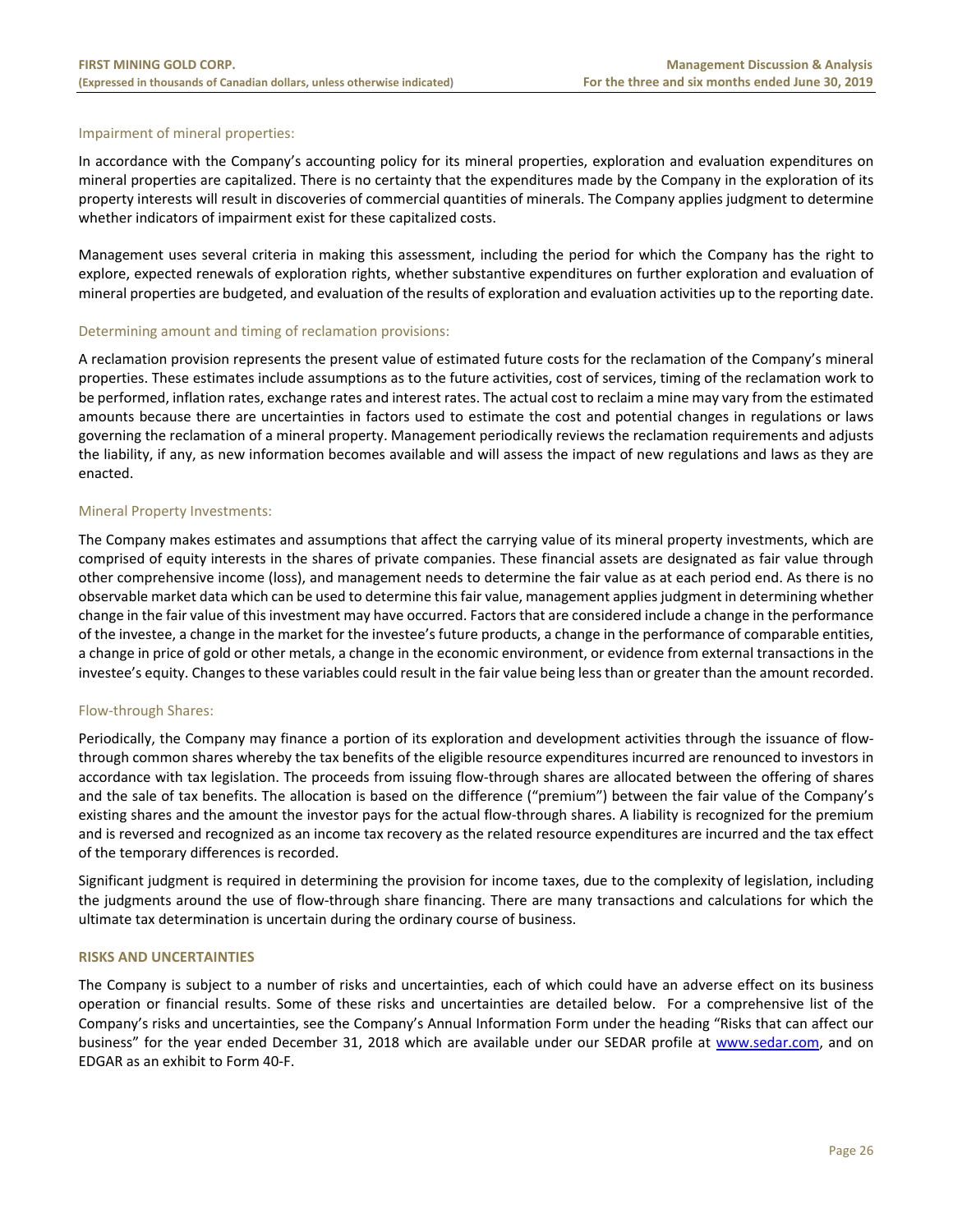### Impairment of mineral properties:

In accordance with the Company's accounting policy for its mineral properties, exploration and evaluation expenditures on mineral properties are capitalized. There is no certainty that the expenditures made by the Company in the exploration of its property interests will result in discoveries of commercial quantities of minerals. The Company applies judgment to determine whether indicators of impairment exist for these capitalized costs.

Management uses several criteria in making this assessment, including the period for which the Company has the right to explore, expected renewals of exploration rights, whether substantive expenditures on further exploration and evaluation of mineral properties are budgeted, and evaluation of the results of exploration and evaluation activities up to the reporting date.

### Determining amount and timing of reclamation provisions:

A reclamation provision represents the present value of estimated future costs for the reclamation of the Company's mineral properties. These estimates include assumptions as to the future activities, cost of services, timing of the reclamation work to be performed, inflation rates, exchange rates and interest rates. The actual cost to reclaim a mine may vary from the estimated amounts because there are uncertainties in factors used to estimate the cost and potential changes in regulations or laws governing the reclamation of a mineral property. Management periodically reviews the reclamation requirements and adjusts the liability, if any, as new information becomes available and will assess the impact of new regulations and laws as they are enacted.

### Mineral Property Investments:

The Company makes estimates and assumptions that affect the carrying value of its mineral property investments, which are comprised of equity interests in the shares of private companies. These financial assets are designated as fair value through other comprehensive income (loss), and management needs to determine the fair value as at each period end. As there is no observable market data which can be used to determine this fair value, management applies judgment in determining whether change in the fair value of this investment may have occurred. Factors that are considered include a change in the performance of the investee, a change in the market for the investee's future products, a change in the performance of comparable entities, a change in price of gold or other metals, a change in the economic environment, or evidence from external transactions in the investee's equity. Changes to these variables could result in the fair value being less than or greater than the amount recorded.

### Flow-through Shares:

Periodically, the Company may finance a portion of its exploration and development activities through the issuance of flow-through common shares whereby the tax benefits of the eligible resource expenditures incurred are renounced to investors in accordance with tax legislation. The proceeds from issuing flow-through shares are allocated between the offering of shares and the sale of tax benefits. The allocation is based on the difference ("premium") between the fair value of the Company's existing shares and the amount the investor pays for the actual flow-through shares. A liability is recognized for the premium and is reversed and recognized as an income tax recovery as the related resource expenditures are incurred and the tax effect of the temporary differences is recorded.

Significant judgment is required in determining the provision for income taxes, due to the complexity of legislation, including the judgments around the use of flow-through share financing. There are many transactions and calculations for which the ultimate tax determination is uncertain during the ordinary course of business.

## RISKS AND UNCERTAINTIES

The Company is subject to a number of risks and uncertainties, each of which could have an adverse effect on its business operation or financial results. Some of these risks and uncertainties are detailed below. For a comprehensive list of the Company's risks and uncertainties, see the Company's Annual Information Form under the heading "Risks that can affect our business" for the year ended December 31, 2018 which are available under our SEDAR profile at www.sedar.com, and on EDGAR as an exhibit to Form 40-F.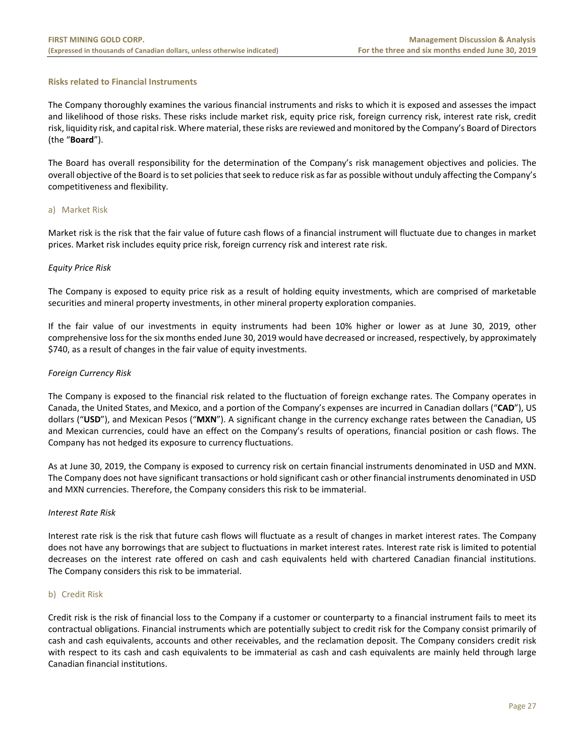### Risks related to Financial Instruments

The Company thoroughly examines the various financial instruments and risks to which it is exposed and assesses the impact and likelihood of those risks. These risks include market risk, equity price risk, foreign currency risk, interest rate risk, credit risk, liquidity risk, and capital risk. Where material, these risks are reviewed and monitored by the Company's Board of Directors (the "**Board**").

The Board has overall responsibility for the determination of the Company's risk management objectives and policies. The overall objective of the Board is to set policies that seek to reduce risk as far as possible without unduly affecting the Company's competitiveness and flexibility.

#### a) Market Risk

Market risk is the risk that the fair value of future cash flows of a financial instrument will fluctuate due to changes in market prices. Market risk includes equity price risk, foreign currency risk and interest rate risk.

*Equity Price Risk*

The Company is exposed to equity price risk as a result of holding equity investments, which are comprised of marketable securities and mineral property investments, in other mineral property exploration companies.

If the fair value of our investments in equity instruments had been 10% higher or lower as at June 30, 2019, other comprehensive loss for the six months ended June 30, 2019 would have decreased or increased, respectively, by approximately $740, as a result of changes in the fair value of equity investments.

*Foreign Currency Risk*

The Company is exposed to the financial risk related to the fluctuation of foreign exchange rates. The Company operates in Canada, the United States, and Mexico, and a portion of the Company's expenses are incurred in Canadian dollars ("**CAD**"), US dollars ("**USD**"), and Mexican Pesos ("**MXN**"). A significant change in the currency exchange rates between the Canadian, US and Mexican currencies, could have an effect on the Company's results of operations, financial position or cash flows. The Company has not hedged its exposure to currency fluctuations.

As at June 30, 2019, the Company is exposed to currency risk on certain financial instruments denominated in USD and MXN. The Company does not have significant transactions or hold significant cash or other financial instruments denominated in USD and MXN currencies. Therefore, the Company considers this risk to be immaterial.

*Interest Rate Risk*

Interest rate risk is the risk that future cash flows will fluctuate as a result of changes in market interest rates. The Company does not have any borrowings that are subject to fluctuations in market interest rates. Interest rate risk is limited to potential decreases on the interest rate offered on cash and cash equivalents held with chartered Canadian financial institutions. The Company considers this risk to be immaterial.

#### b) Credit Risk

Credit risk is the risk of financial loss to the Company if a customer or counterparty to a financial instrument fails to meet its contractual obligations. Financial instruments which are potentially subject to credit risk for the Company consist primarily of cash and cash equivalents, accounts and other receivables, and the reclamation deposit. The Company considers credit risk with respect to its cash and cash equivalents to be immaterial as cash and cash equivalents are mainly held through large Canadian financial institutions.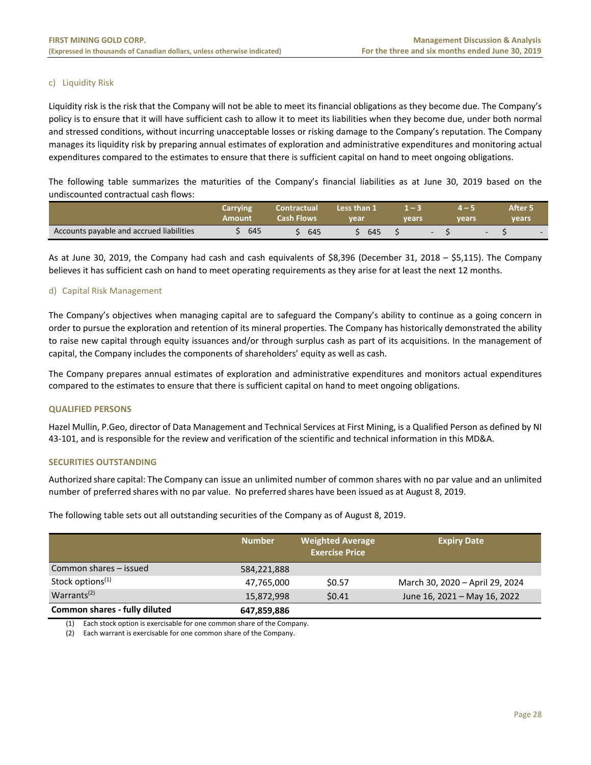#### c) Liquidity Risk

Liquidity risk is the risk that the Company will not be able to meet its financial obligations as they become due. The Company's policy is to ensure that it will have sufficient cash to allow it to meet its liabilities when they become due, under both normal and stressed conditions, without incurring unacceptable losses or risking damage to the Company's reputation. The Company manages its liquidity risk by preparing annual estimates of exploration and administrative expenditures and monitoring actual expenditures compared to the estimates to ensure that there is sufficient capital on hand to meet ongoing obligations.

The following table summarizes the maturities of the Company's financial liabilities as at June 30, 2019 based on the undiscounted contractual cash flows:

| | Carrying Amount | Contractual Cash Flows | Less than 1 year | 1 – 3 years | 4 – 5 years | After 5 years |
|---|---|---|---|---|---|---|
| Accounts payable and accrued liabilities | $ 645 | $ 645 | $ 645 | $ - | $ - | $ - |

As at June 30, 2019, the Company had cash and cash equivalents of $8,396 (December 31, 2018 – $5,115). The Company believes it has sufficient cash on hand to meet operating requirements as they arise for at least the next 12 months.

#### d) Capital Risk Management

The Company's objectives when managing capital are to safeguard the Company's ability to continue as a going concern in order to pursue the exploration and retention of its mineral properties. The Company has historically demonstrated the ability to raise new capital through equity issuances and/or through surplus cash as part of its acquisitions. In the management of capital, the Company includes the components of shareholders' equity as well as cash.

The Company prepares annual estimates of exploration and administrative expenditures and monitors actual expenditures compared to the estimates to ensure that there is sufficient capital on hand to meet ongoing obligations.

## QUALIFIED PERSONS

Hazel Mullin, P.Geo, director of Data Management and Technical Services at First Mining, is a Qualified Person as defined by NI 43-101, and is responsible for the review and verification of the scientific and technical information in this MD&A.

## SECURITIES OUTSTANDING

Authorized share capital: The Company can issue an unlimited number of common shares with no par value and an unlimited number of preferred shares with no par value. No preferred shares have been issued as at August 8, 2019.

The following table sets out all outstanding securities of the Company as of August 8, 2019.

| | Number | Weighted Average Exercise Price | Expiry Date |
|---|---|---|---|
| Common shares – issued | 584,221,888 | | |
| Stock options[1] | 47,765,000 | $0.57 | March 30, 2020 – April 29, 2024 |
| Warrants[2] | 15,872,998 | $0.41 | June 16, 2021 – May 16, 2022 |
| **Common shares - fully diluted** | **647,859,886** | | |

(1) Each stock option is exercisable for one common share of the Company.

(2) Each warrant is exercisable for one common share of the Company.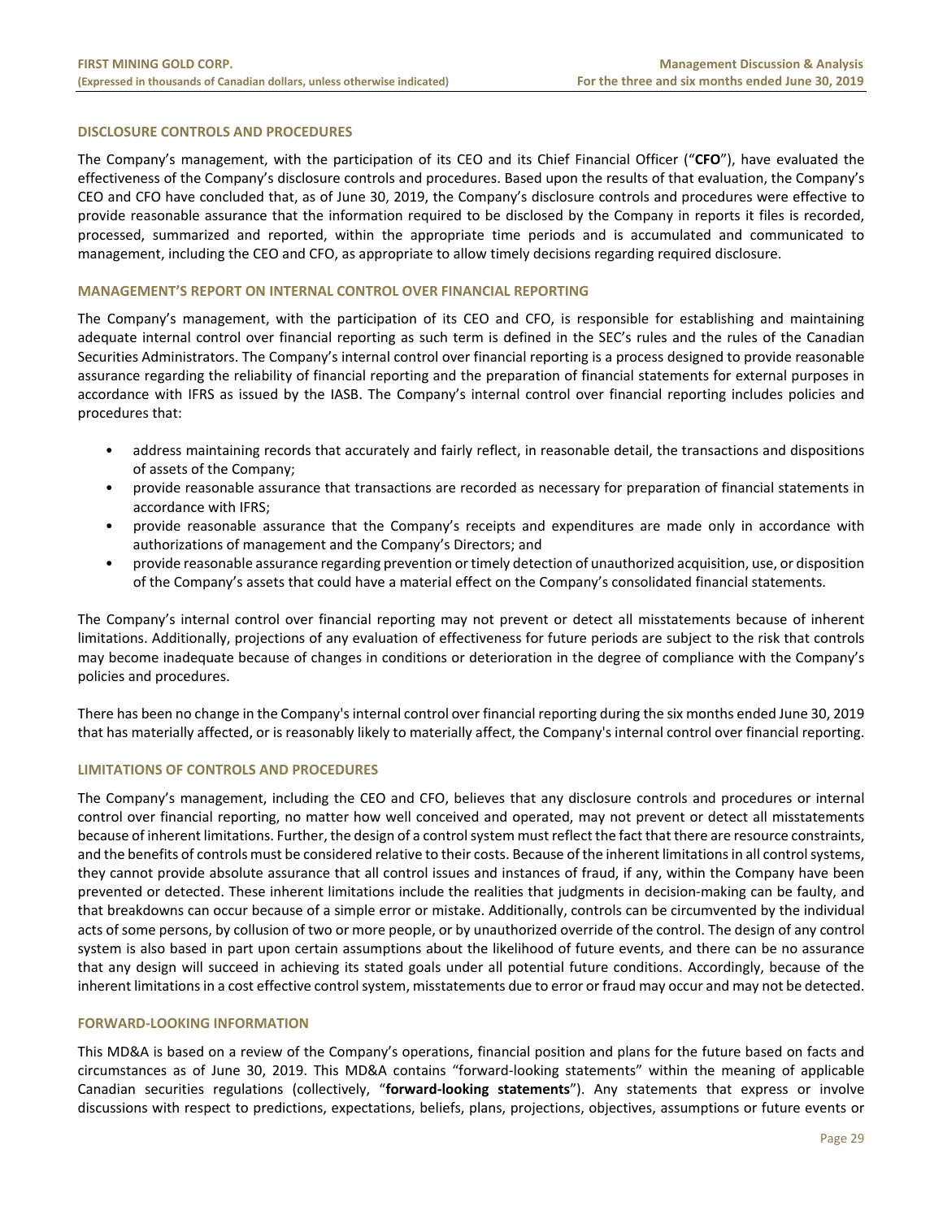## DISCLOSURE CONTROLS AND PROCEDURES

The Company's management, with the participation of its CEO and its Chief Financial Officer ("**CFO**"), have evaluated the effectiveness of the Company's disclosure controls and procedures. Based upon the results of that evaluation, the Company's CEO and CFO have concluded that, as of June 30, 2019, the Company's disclosure controls and procedures were effective to provide reasonable assurance that the information required to be disclosed by the Company in reports it files is recorded, processed, summarized and reported, within the appropriate time periods and is accumulated and communicated to management, including the CEO and CFO, as appropriate to allow timely decisions regarding required disclosure.

## MANAGEMENT'S REPORT ON INTERNAL CONTROL OVER FINANCIAL REPORTING

The Company's management, with the participation of its CEO and CFO, is responsible for establishing and maintaining adequate internal control over financial reporting as such term is defined in the SEC's rules and the rules of the Canadian Securities Administrators. The Company's internal control over financial reporting is a process designed to provide reasonable assurance regarding the reliability of financial reporting and the preparation of financial statements for external purposes in accordance with IFRS as issued by the IASB. The Company's internal control over financial reporting includes policies and procedures that:

- address maintaining records that accurately and fairly reflect, in reasonable detail, the transactions and dispositions of assets of the Company;
- provide reasonable assurance that transactions are recorded as necessary for preparation of financial statements in accordance with IFRS;
- provide reasonable assurance that the Company's receipts and expenditures are made only in accordance with authorizations of management and the Company's Directors; and
- provide reasonable assurance regarding prevention or timely detection of unauthorized acquisition, use, or disposition of the Company's assets that could have a material effect on the Company's consolidated financial statements.

The Company's internal control over financial reporting may not prevent or detect all misstatements because of inherent limitations. Additionally, projections of any evaluation of effectiveness for future periods are subject to the risk that controls may become inadequate because of changes in conditions or deterioration in the degree of compliance with the Company's policies and procedures.

There has been no change in the Company's internal control over financial reporting during the six months ended June 30, 2019 that has materially affected, or is reasonably likely to materially affect, the Company's internal control over financial reporting.

## LIMITATIONS OF CONTROLS AND PROCEDURES

The Company's management, including the CEO and CFO, believes that any disclosure controls and procedures or internal control over financial reporting, no matter how well conceived and operated, may not prevent or detect all misstatements because of inherent limitations. Further, the design of a control system must reflect the fact that there are resource constraints, and the benefits of controls must be considered relative to their costs. Because of the inherent limitations in all control systems, they cannot provide absolute assurance that all control issues and instances of fraud, if any, within the Company have been prevented or detected. These inherent limitations include the realities that judgments in decision-making can be faulty, and that breakdowns can occur because of a simple error or mistake. Additionally, controls can be circumvented by the individual acts of some persons, by collusion of two or more people, or by unauthorized override of the control. The design of any control system is also based in part upon certain assumptions about the likelihood of future events, and there can be no assurance that any design will succeed in achieving its stated goals under all potential future conditions. Accordingly, because of the inherent limitations in a cost effective control system, misstatements due to error or fraud may occur and may not be detected.

## FORWARD-LOOKING INFORMATION

This MD&A is based on a review of the Company's operations, financial position and plans for the future based on facts and circumstances as of June 30, 2019. This MD&A contains "forward-looking statements" within the meaning of applicable Canadian securities regulations (collectively, "**forward-looking statements**"). Any statements that express or involve discussions with respect to predictions, expectations, beliefs, plans, projections, objectives, assumptions or future events or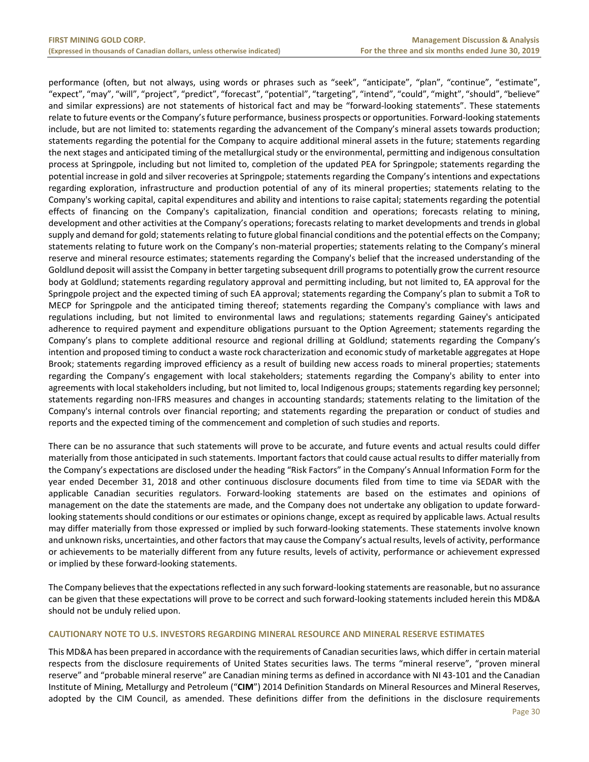performance (often, but not always, using words or phrases such as "seek", "anticipate", "plan", "continue", "estimate", "expect", "may", "will", "project", "predict", "forecast", "potential", "targeting", "intend", "could", "might", "should", "believe" and similar expressions) are not statements of historical fact and may be "forward-looking statements". These statements relate to future events or the Company's future performance, business prospects or opportunities. Forward-looking statements include, but are not limited to: statements regarding the advancement of the Company's mineral assets towards production; statements regarding the potential for the Company to acquire additional mineral assets in the future; statements regarding the next stages and anticipated timing of the metallurgical study or the environmental, permitting and indigenous consultation process at Springpole, including but not limited to, completion of the updated PEA for Springpole; statements regarding the potential increase in gold and silver recoveries at Springpole; statements regarding the Company's intentions and expectations regarding exploration, infrastructure and production potential of any of its mineral properties; statements relating to the Company's working capital, capital expenditures and ability and intentions to raise capital; statements regarding the potential effects of financing on the Company's capitalization, financial condition and operations; forecasts relating to mining, development and other activities at the Company's operations; forecasts relating to market developments and trends in global supply and demand for gold; statements relating to future global financial conditions and the potential effects on the Company; statements relating to future work on the Company's non-material properties; statements relating to the Company's mineral reserve and mineral resource estimates; statements regarding the Company's belief that the increased understanding of the Goldlund deposit will assist the Company in better targeting subsequent drill programs to potentially grow the current resource body at Goldlund; statements regarding regulatory approval and permitting including, but not limited to, EA approval for the Springpole project and the expected timing of such EA approval; statements regarding the Company's plan to submit a ToR to MECP for Springpole and the anticipated timing thereof; statements regarding the Company's compliance with laws and regulations including, but not limited to environmental laws and regulations; statements regarding Gainey's anticipated adherence to required payment and expenditure obligations pursuant to the Option Agreement; statements regarding the Company's plans to complete additional resource and regional drilling at Goldlund; statements regarding the Company's intention and proposed timing to conduct a waste rock characterization and economic study of marketable aggregates at Hope Brook; statements regarding improved efficiency as a result of building new access roads to mineral properties; statements regarding the Company's engagement with local stakeholders; statements regarding the Company's ability to enter into agreements with local stakeholders including, but not limited to, local Indigenous groups; statements regarding key personnel; statements regarding non-IFRS measures and changes in accounting standards; statements relating to the limitation of the Company's internal controls over financial reporting; and statements regarding the preparation or conduct of studies and reports and the expected timing of the commencement and completion of such studies and reports.

There can be no assurance that such statements will prove to be accurate, and future events and actual results could differ materially from those anticipated in such statements. Important factors that could cause actual results to differ materially from the Company's expectations are disclosed under the heading "Risk Factors" in the Company's Annual Information Form for the year ended December 31, 2018 and other continuous disclosure documents filed from time to time via SEDAR with the applicable Canadian securities regulators. Forward-looking statements are based on the estimates and opinions of management on the date the statements are made, and the Company does not undertake any obligation to update forward-looking statements should conditions or our estimates or opinions change, except as required by applicable laws. Actual results may differ materially from those expressed or implied by such forward-looking statements. These statements involve known and unknown risks, uncertainties, and other factors that may cause the Company's actual results, levels of activity, performance or achievements to be materially different from any future results, levels of activity, performance or achievement expressed or implied by these forward-looking statements.

The Company believes that the expectations reflected in any such forward-looking statements are reasonable, but no assurance can be given that these expectations will prove to be correct and such forward-looking statements included herein this MD&A should not be unduly relied upon.

## CAUTIONARY NOTE TO U.S. INVESTORS REGARDING MINERAL RESOURCE AND MINERAL RESERVE ESTIMATES

This MD&A has been prepared in accordance with the requirements of Canadian securities laws, which differ in certain material respects from the disclosure requirements of United States securities laws. The terms "mineral reserve", "proven mineral reserve" and "probable mineral reserve" are Canadian mining terms as defined in accordance with NI 43-101 and the Canadian Institute of Mining, Metallurgy and Petroleum ("**CIM**") 2014 Definition Standards on Mineral Resources and Mineral Reserves, adopted by the CIM Council, as amended. These definitions differ from the definitions in the disclosure requirements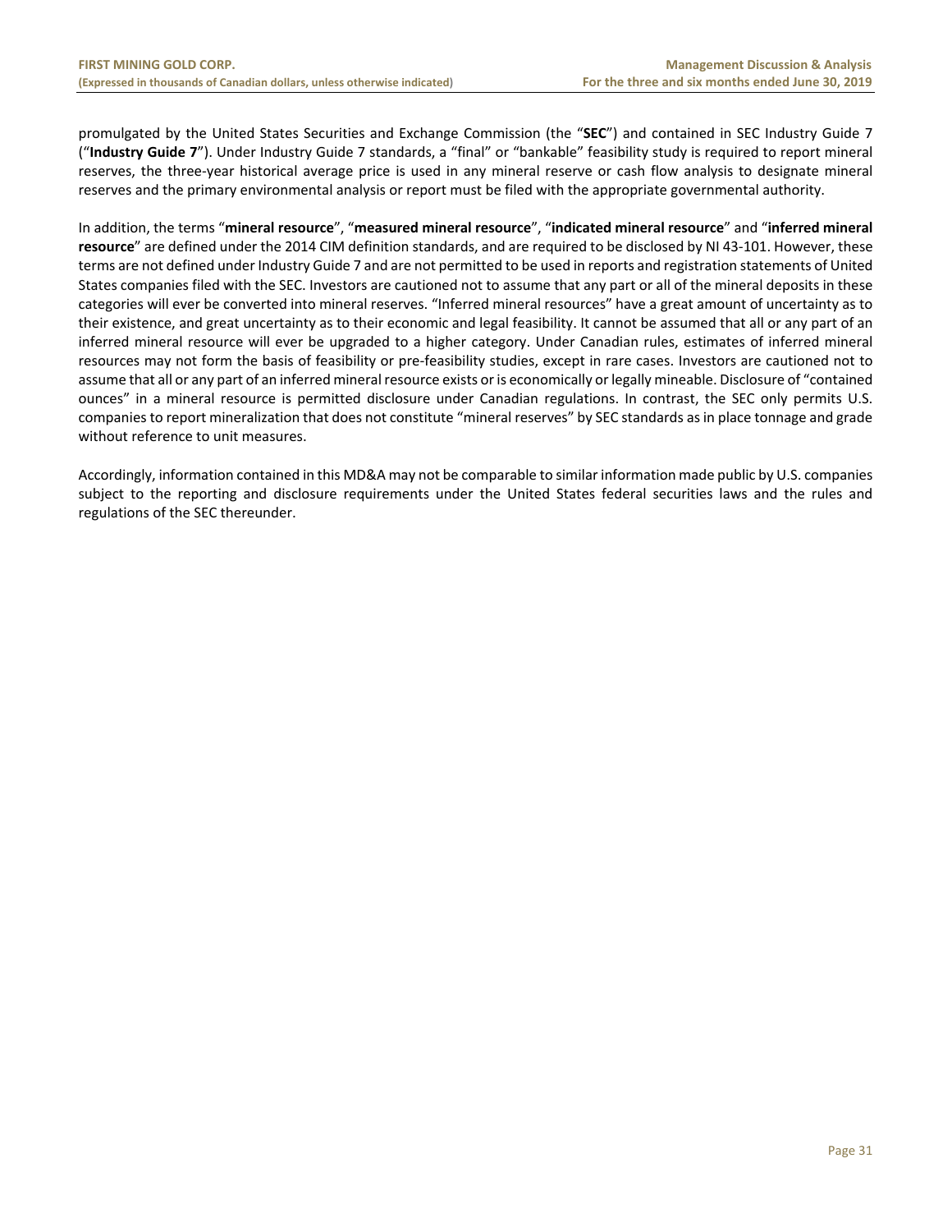promulgated by the United States Securities and Exchange Commission (the "**SEC**") and contained in SEC Industry Guide 7 ("**Industry Guide 7**"). Under Industry Guide 7 standards, a "final" or "bankable" feasibility study is required to report mineral reserves, the three-year historical average price is used in any mineral reserve or cash flow analysis to designate mineral reserves and the primary environmental analysis or report must be filed with the appropriate governmental authority.

In addition, the terms "**mineral resource**", "**measured mineral resource**", "**indicated mineral resource**" and "**inferred mineral resource**" are defined under the 2014 CIM definition standards, and are required to be disclosed by NI 43-101. However, these terms are not defined under Industry Guide 7 and are not permitted to be used in reports and registration statements of United States companies filed with the SEC. Investors are cautioned not to assume that any part or all of the mineral deposits in these categories will ever be converted into mineral reserves. "Inferred mineral resources" have a great amount of uncertainty as to their existence, and great uncertainty as to their economic and legal feasibility. It cannot be assumed that all or any part of an inferred mineral resource will ever be upgraded to a higher category. Under Canadian rules, estimates of inferred mineral resources may not form the basis of feasibility or pre-feasibility studies, except in rare cases. Investors are cautioned not to assume that all or any part of an inferred mineral resource exists or is economically or legally mineable. Disclosure of "contained ounces" in a mineral resource is permitted disclosure under Canadian regulations. In contrast, the SEC only permits U.S. companies to report mineralization that does not constitute "mineral reserves" by SEC standards as in place tonnage and grade without reference to unit measures.

Accordingly, information contained in this MD&A may not be comparable to similar information made public by U.S. companies subject to the reporting and disclosure requirements under the United States federal securities laws and the rules and regulations of the SEC thereunder.